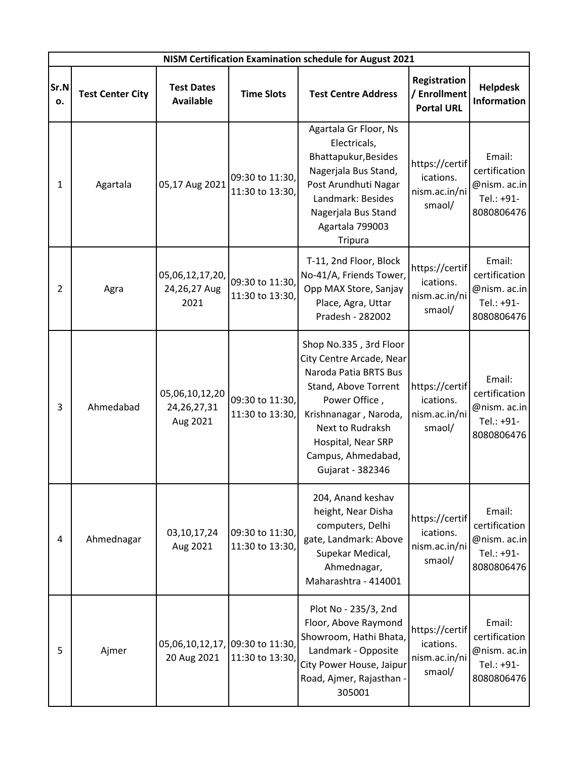| NISM Certification Examination schedule for August 2021 | | | | | | |
|---|---|---|---|---|---|---|
| **Sr.No.** | **Test Center City** | **Test Dates Available** | **Time Slots** | **Test Centre Address** | **Registration / Enrollment Portal URL** | **Helpdesk Information** |
| 1 | Agartala | 05,17 Aug 2021 | 09:30 to 11:30, 11:30 to 13:30, | Agartala Gr Floor, Ns Electricals, Bhattapukur,Besides Nagerjala Bus Stand, Post Arundhuti Nagar Landmark: Besides Nagerjala Bus Stand Agartala 799003 Tripura | https://certifications. nism.ac.in/nismaol/ | Email: certification @nism. ac.in Tel.: +91-8080806476 |
| 2 | Agra | 05,06,12,17,20, 24,26,27 Aug 2021 | 09:30 to 11:30, 11:30 to 13:30, | T-11, 2nd Floor, Block No-41/A, Friends Tower, Opp MAX Store, Sanjay Place, Agra, Uttar Pradesh - 282002 | https://certifications. nism.ac.in/nismaol/ | Email: certification @nism. ac.in Tel.: +91-8080806476 |
| 3 | Ahmedabad | 05,06,10,12,20 24,26,27,31 Aug 2021 | 09:30 to 11:30, 11:30 to 13:30, | Shop No.335 , 3rd Floor City Centre Arcade, Near Naroda Patia BRTS Bus Stand, Above Torrent Power Office , Krishnanagar , Naroda, Next to Rudraksh Hospital, Near SRP Campus, Ahmedabad, Gujarat - 382346 | https://certifications. nism.ac.in/nismaol/ | Email: certification @nism. ac.in Tel.: +91-8080806476 |
| 4 | Ahmednagar | 03,10,17,24 Aug 2021 | 09:30 to 11:30, 11:30 to 13:30, | 204, Anand keshav height, Near Disha computers, Delhi gate, Landmark: Above Supekar Medical, Ahmednagar, Maharashtra - 414001 | https://certifications. nism.ac.in/nismaol/ | Email: certification @nism. ac.in Tel.: +91-8080806476 |
| 5 | Ajmer | 05,06,10,12,17, 20 Aug 2021 | 09:30 to 11:30, 11:30 to 13:30, | Plot No - 235/3, 2nd Floor, Above Raymond Showroom, Hathi Bhata, Landmark - Opposite City Power House, Jaipur Road, Ajmer, Rajasthan - 305001 | https://certifications. nism.ac.in/nismaol/ | Email: certification @nism. ac.in Tel.: +91-8080806476 |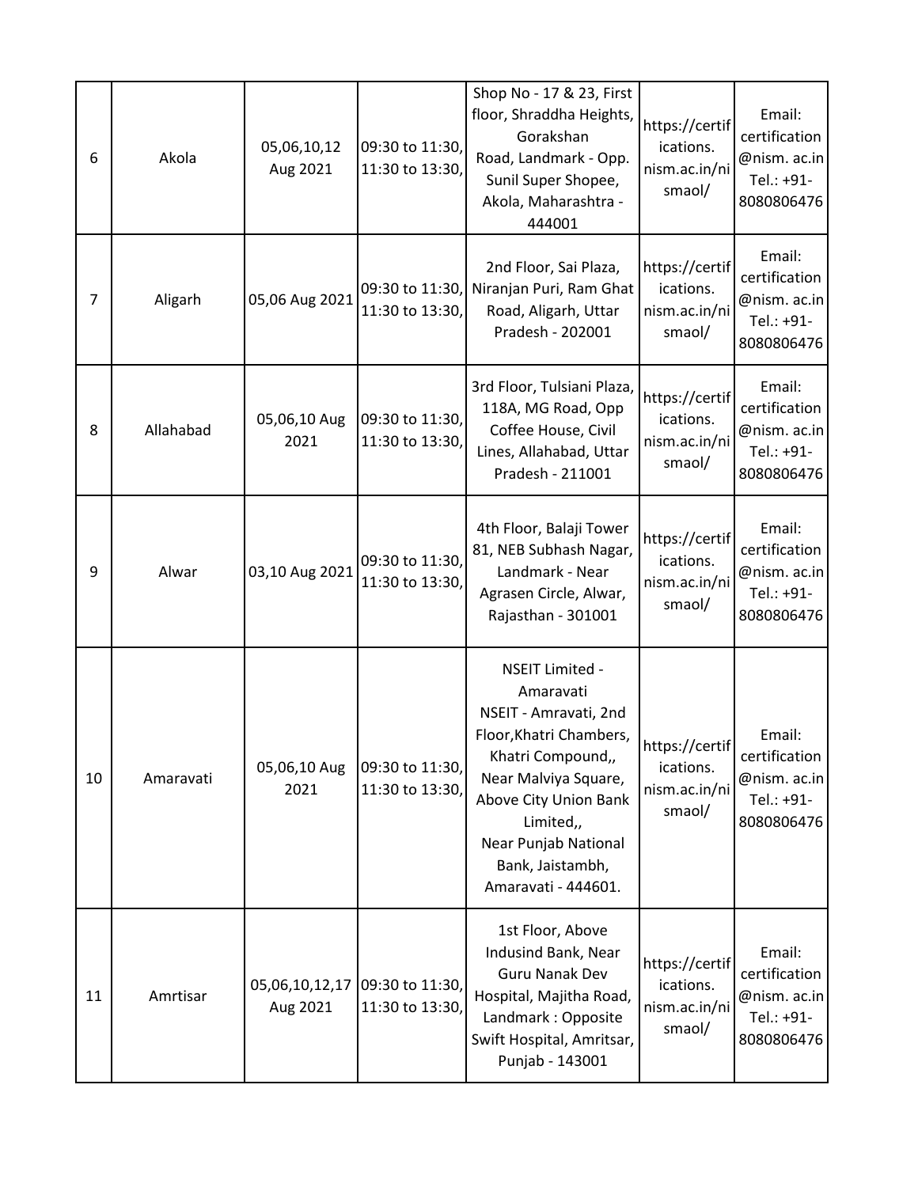| 6 | Akola | 05,06,10,12 Aug 2021 | 09:30 to 11:30, 11:30 to 13:30, | Shop No - 17 & 23, First floor, Shraddha Heights, Gorakshan Road, Landmark - Opp. Sunil Super Shopee, Akola, Maharashtra - 444001 | https://certifications. nism.ac.in/nismaol/ | Email: certification @nism. ac.in Tel.: +91-8080806476 |
|---|---|---|---|---|---|---|
| 7 | Aligarh | 05,06 Aug 2021 | 09:30 to 11:30, 11:30 to 13:30, | 2nd Floor, Sai Plaza, Niranjan Puri, Ram Ghat Road, Aligarh, Uttar Pradesh - 202001 | https://certifications. nism.ac.in/nismaol/ | Email: certification @nism. ac.in Tel.: +91-8080806476 |
| 8 | Allahabad | 05,06,10 Aug 2021 | 09:30 to 11:30, 11:30 to 13:30, | 3rd Floor, Tulsiani Plaza, 118A, MG Road, Opp Coffee House, Civil Lines, Allahabad, Uttar Pradesh - 211001 | https://certifications. nism.ac.in/nismaol/ | Email: certification @nism. ac.in Tel.: +91-8080806476 |
| 9 | Alwar | 03,10 Aug 2021 | 09:30 to 11:30, 11:30 to 13:30, | 4th Floor, Balaji Tower 81, NEB Subhash Nagar, Landmark - Near Agrasen Circle, Alwar, Rajasthan - 301001 | https://certifications. nism.ac.in/nismaol/ | Email: certification @nism. ac.in Tel.: +91-8080806476 |
| 10 | Amaravati | 05,06,10 Aug 2021 | 09:30 to 11:30, 11:30 to 13:30, | NSEIT Limited - Amaravati NSEIT - Amravati, 2nd Floor,Khatri Chambers, Khatri Compound,, Near Malviya Square, Above City Union Bank Limited,, Near Punjab National Bank, Jaistambh, Amaravati - 444601. | https://certifications. nism.ac.in/nismaol/ | Email: certification @nism. ac.in Tel.: +91-8080806476 |
| 11 | Amrtisar | 05,06,10,12,17 Aug 2021 | 09:30 to 11:30, 11:30 to 13:30, | 1st Floor, Above Indusind Bank, Near Guru Nanak Dev Hospital, Majitha Road, Landmark : Opposite Swift Hospital, Amritsar, Punjab - 143001 | https://certifications. nism.ac.in/nismaol/ | Email: certification @nism. ac.in Tel.: +91-8080806476 |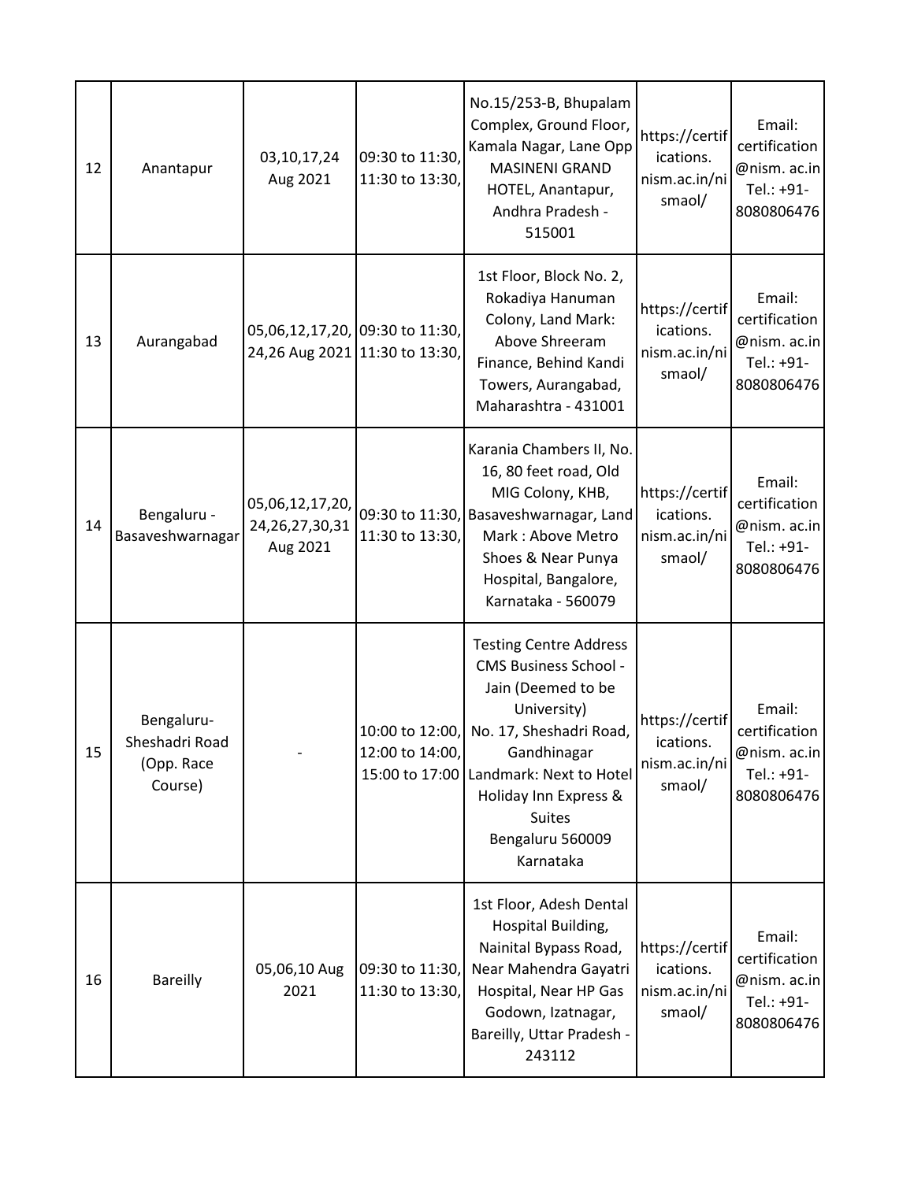| 12 | Anantapur | 03,10,17,24 Aug 2021 | 09:30 to 11:30, 11:30 to 13:30, | No.15/253-B, Bhupalam Complex, Ground Floor, Kamala Nagar, Lane Opp MASINENI GRAND HOTEL, Anantapur, Andhra Pradesh - 515001 | https://certifications. nism.ac.in/nismaol/ | Email: certification @nism. ac.in Tel.: +91-8080806476 |
|---|---|---|---|---|---|---|
| 13 | Aurangabad | 05,06,12,17,20, 24,26 Aug 2021 | 09:30 to 11:30, 11:30 to 13:30, | 1st Floor, Block No. 2, Rokadiya Hanuman Colony, Land Mark: Above Shreeram Finance, Behind Kandi Towers, Aurangabad, Maharashtra - 431001 | https://certifications. nism.ac.in/nismaol/ | Email: certification @nism. ac.in Tel.: +91-8080806476 |
| 14 | Bengaluru - Basaveshwarnagar | 05,06,12,17,20, 24,26,27,30,31 Aug 2021 | 09:30 to 11:30, 11:30 to 13:30, | Karania Chambers II, No. 16, 80 feet road, Old MIG Colony, KHB, Basaveshwarnagar, Land Mark : Above Metro Shoes & Near Punya Hospital, Bangalore, Karnataka - 560079 | https://certifications. nism.ac.in/nismaol/ | Email: certification @nism. ac.in Tel.: +91-8080806476 |
| 15 | Bengaluru- Sheshadri Road (Opp. Race Course) | - | 10:00 to 12:00, 12:00 to 14:00, 15:00 to 17:00 | Testing Centre Address CMS Business School - Jain (Deemed to be University) No. 17, Sheshadri Road, Gandhinagar Landmark: Next to Hotel Holiday Inn Express & Suites Bengaluru 560009 Karnataka | https://certifications. nism.ac.in/nismaol/ | Email: certification @nism. ac.in Tel.: +91-8080806476 |
| 16 | Bareilly | 05,06,10 Aug 2021 | 09:30 to 11:30, 11:30 to 13:30, | 1st Floor, Adesh Dental Hospital Building, Nainital Bypass Road, Near Mahendra Gayatri Hospital, Near HP Gas Godown, Izatnagar, Bareilly, Uttar Pradesh - 243112 | https://certifications. nism.ac.in/nismaol/ | Email: certification @nism. ac.in Tel.: +91-8080806476 |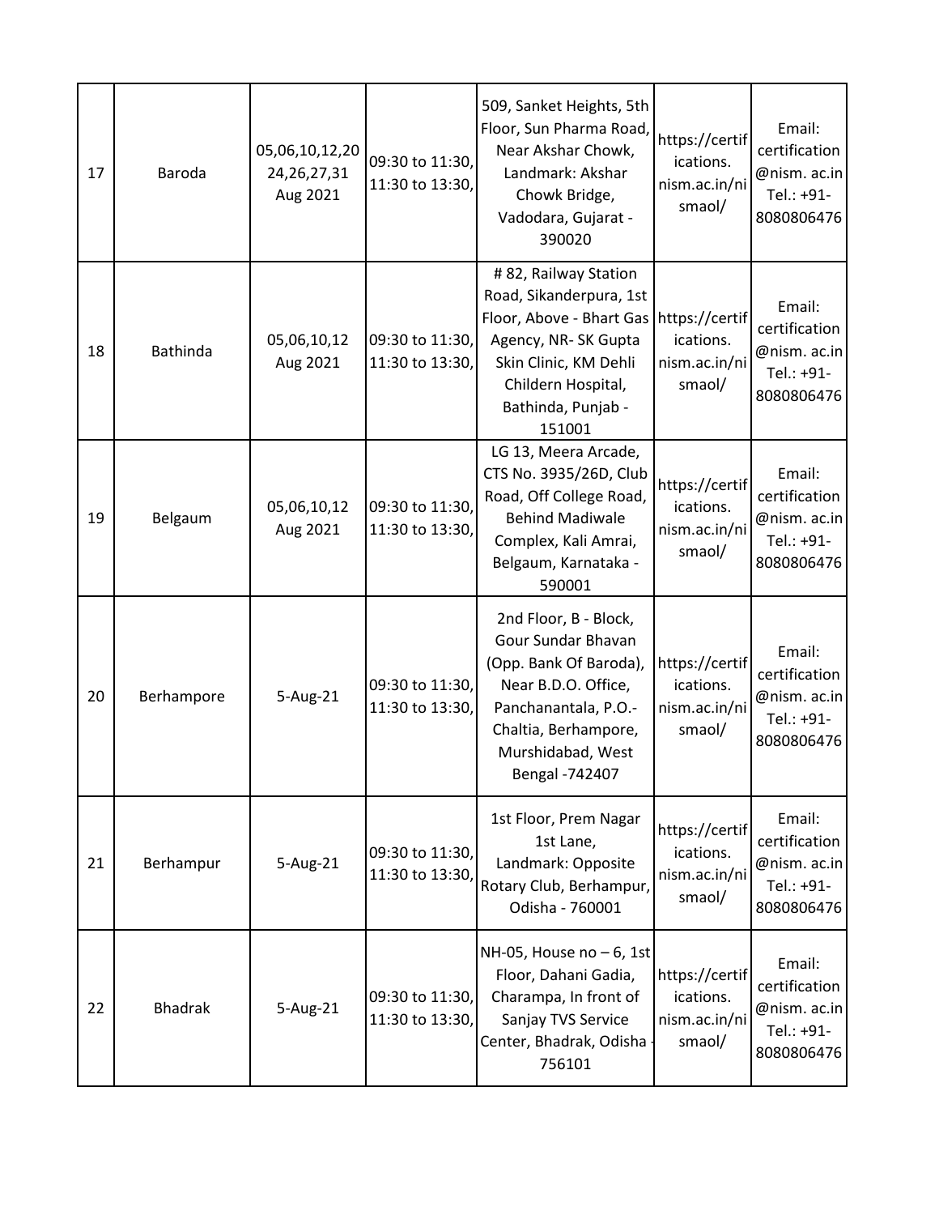| 17 | Baroda | 05,06,10,12,20 24,26,27,31 Aug 2021 | 09:30 to 11:30, 11:30 to 13:30, | 509, Sanket Heights, 5th Floor, Sun Pharma Road, Near Akshar Chowk, Landmark: Akshar Chowk Bridge, Vadodara, Gujarat - 390020 | https://certifications. nism.ac.in/nismaol/ | Email: certification @nism. ac.in Tel.: +91-8080806476 |
|---|---|---|---|---|---|---|
| 18 | Bathinda | 05,06,10,12 Aug 2021 | 09:30 to 11:30, 11:30 to 13:30, | # 82, Railway Station Road, Sikanderpura, 1st Floor, Above - Bhart Gas Agency, NR- SK Gupta Skin Clinic, KM Dehli Childern Hospital, Bathinda, Punjab - 151001 | https://certifications. nism.ac.in/nismaol/ | Email: certification @nism. ac.in Tel.: +91-8080806476 |
| 19 | Belgaum | 05,06,10,12 Aug 2021 | 09:30 to 11:30, 11:30 to 13:30, | LG 13, Meera Arcade, CTS No. 3935/26D, Club Road, Off College Road, Behind Madiwale Complex, Kali Amrai, Belgaum, Karnataka - 590001 | https://certifications. nism.ac.in/nismaol/ | Email: certification @nism. ac.in Tel.: +91-8080806476 |
| 20 | Berhampore | 5-Aug-21 | 09:30 to 11:30, 11:30 to 13:30, | 2nd Floor, B - Block, Gour Sundar Bhavan (Opp. Bank Of Baroda), Near B.D.O. Office, Panchanantala, P.O.- Chaltia, Berhampore, Murshidabad, West Bengal -742407 | https://certifications. nism.ac.in/nismaol/ | Email: certification @nism. ac.in Tel.: +91-8080806476 |
| 21 | Berhampur | 5-Aug-21 | 09:30 to 11:30, 11:30 to 13:30, | 1st Floor, Prem Nagar 1st Lane, Landmark: Opposite Rotary Club, Berhampur, Odisha - 760001 | https://certifications. nism.ac.in/nismaol/ | Email: certification @nism. ac.in Tel.: +91-8080806476 |
| 22 | Bhadrak | 5-Aug-21 | 09:30 to 11:30, 11:30 to 13:30, | NH-05, House no – 6, 1st Floor, Dahani Gadia, Charampa, In front of Sanjay TVS Service Center, Bhadrak, Odisha - 756101 | https://certifications. nism.ac.in/nismaol/ | Email: certification @nism. ac.in Tel.: +91-8080806476 |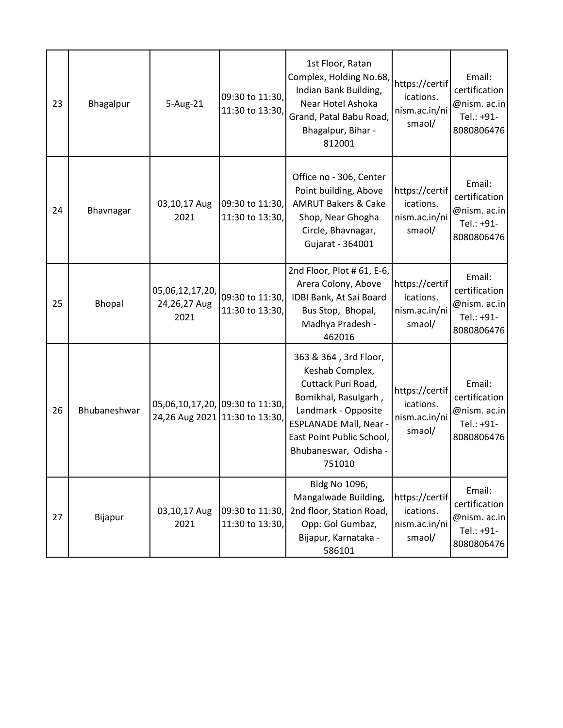| 23 | Bhagalpur | 5-Aug-21 | 09:30 to 11:30, 11:30 to 13:30, | 1st Floor, Ratan Complex, Holding No.68, Indian Bank Building, Near Hotel Ashoka Grand, Patal Babu Road, Bhagalpur, Bihar - 812001 | https://certifications. nism.ac.in/nismaol/ | Email: certification @nism. ac.in Tel.: +91-8080806476 |
|---|---|---|---|---|---|---|
| 24 | Bhavnagar | 03,10,17 Aug 2021 | 09:30 to 11:30, 11:30 to 13:30, | Office no - 306, Center Point building, Above AMRUT Bakers & Cake Shop, Near Ghogha Circle, Bhavnagar, Gujarat - 364001 | https://certifications. nism.ac.in/nismaol/ | Email: certification @nism. ac.in Tel.: +91-8080806476 |
| 25 | Bhopal | 05,06,12,17,20, 24,26,27 Aug 2021 | 09:30 to 11:30, 11:30 to 13:30, | 2nd Floor, Plot # 61, E-6, Arera Colony, Above IDBI Bank, At Sai Board Bus Stop, Bhopal, Madhya Pradesh - 462016 | https://certifications. nism.ac.in/nismaol/ | Email: certification @nism. ac.in Tel.: +91-8080806476 |
| 26 | Bhubaneshwar | 05,06,10,17,20, 24,26 Aug 2021 | 09:30 to 11:30, 11:30 to 13:30, | 363 & 364 , 3rd Floor, Keshab Complex, Cuttack Puri Road, Bomikhal, Rasulgarh , Landmark - Opposite ESPLANADE Mall, Near - East Point Public School, Bhubaneswar, Odisha - 751010 | https://certifications. nism.ac.in/nismaol/ | Email: certification @nism. ac.in Tel.: +91-8080806476 |
| 27 | Bijapur | 03,10,17 Aug 2021 | 09:30 to 11:30, 11:30 to 13:30, | Bldg No 1096, Mangalwade Building, 2nd floor, Station Road, Opp: Gol Gumbaz, Bijapur, Karnataka - 586101 | https://certifications. nism.ac.in/nismaol/ | Email: certification @nism. ac.in Tel.: +91-8080806476 |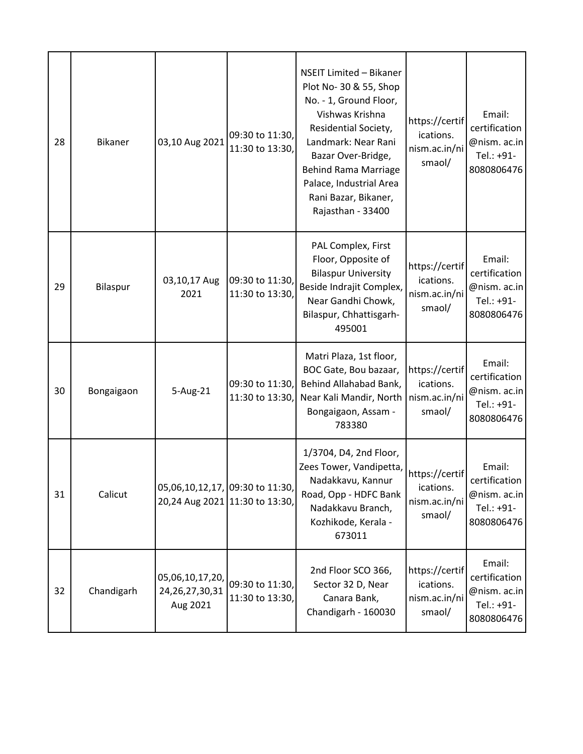| 28 | Bikaner | 03,10 Aug 2021 | 09:30 to 11:30, 11:30 to 13:30, | NSEIT Limited – Bikaner Plot No- 30 & 55, Shop No. - 1, Ground Floor, Vishwas Krishna Residential Society, Landmark: Near Rani Bazar Over-Bridge, Behind Rama Marriage Palace, Industrial Area Rani Bazar, Bikaner, Rajasthan - 33400 | https://certifications. nism.ac.in/nismaol/ | Email: certification @nism. ac.in Tel.: +91-8080806476 |
|---|---|---|---|---|---|---|
| 29 | Bilaspur | 03,10,17 Aug 2021 | 09:30 to 11:30, 11:30 to 13:30, | PAL Complex, First Floor, Opposite of Bilaspur University Beside Indrajit Complex, Near Gandhi Chowk, Bilaspur, Chhattisgarh-495001 | https://certifications. nism.ac.in/nismaol/ | Email: certification @nism. ac.in Tel.: +91-8080806476 |
| 30 | Bongaigaon | 5-Aug-21 | 09:30 to 11:30, 11:30 to 13:30, | Matri Plaza, 1st floor, BOC Gate, Bou bazaar, Behind Allahabad Bank, Near Kali Mandir, North Bongaigaon, Assam - 783380 | https://certifications. nism.ac.in/nismaol/ | Email: certification @nism. ac.in Tel.: +91-8080806476 |
| 31 | Calicut | 05,06,10,12,17, 20,24 Aug 2021 | 09:30 to 11:30, 11:30 to 13:30, | 1/3704, D4, 2nd Floor, Zees Tower, Vandipetta, Nadakkavu, Kannur Road, Opp - HDFC Bank Nadakkavu Branch, Kozhikode, Kerala - 673011 | https://certifications. nism.ac.in/nismaol/ | Email: certification @nism. ac.in Tel.: +91-8080806476 |
| 32 | Chandigarh | 05,06,10,17,20, 24,26,27,30,31 Aug 2021 | 09:30 to 11:30, 11:30 to 13:30, | 2nd Floor SCO 366, Sector 32 D, Near Canara Bank, Chandigarh - 160030 | https://certifications. nism.ac.in/nismaol/ | Email: certification @nism. ac.in Tel.: +91-8080806476 |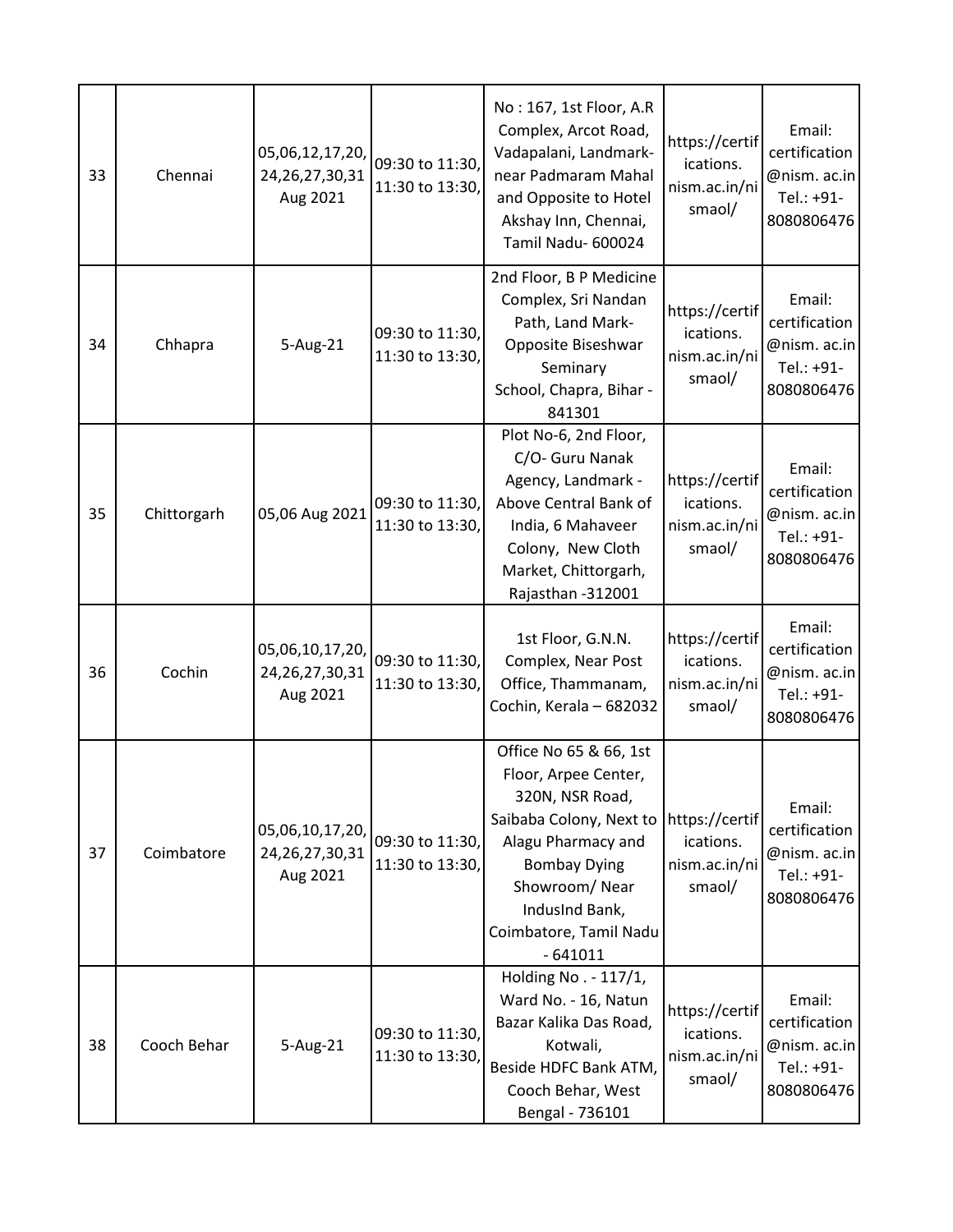| 33 | Chennai | 05,06,12,17,20, 24,26,27,30,31 Aug 2021 | 09:30 to 11:30, 11:30 to 13:30, | No : 167, 1st Floor, A.R Complex, Arcot Road, Vadapalani, Landmark- near Padmaram Mahal and Opposite to Hotel Akshay Inn, Chennai, Tamil Nadu- 600024 | https://certifications. nism.ac.in/nismaol/ | Email: certification @nism. ac.in Tel.: +91- 8080806476 |
|---|---|---|---|---|---|---|
| 34 | Chhapra | 5-Aug-21 | 09:30 to 11:30, 11:30 to 13:30, | 2nd Floor, B P Medicine Complex, Sri Nandan Path, Land Mark- Opposite Biseshwar Seminary School, Chapra, Bihar - 841301 | https://certifications. nism.ac.in/nismaol/ | Email: certification @nism. ac.in Tel.: +91- 8080806476 |
| 35 | Chittorgarh | 05,06 Aug 2021 | 09:30 to 11:30, 11:30 to 13:30, | Plot No-6, 2nd Floor, C/O- Guru Nanak Agency, Landmark - Above Central Bank of India, 6 Mahaveer Colony, New Cloth Market, Chittorgarh, Rajasthan -312001 | https://certifications. nism.ac.in/nismaol/ | Email: certification @nism. ac.in Tel.: +91- 8080806476 |
| 36 | Cochin | 05,06,10,17,20, 24,26,27,30,31 Aug 2021 | 09:30 to 11:30, 11:30 to 13:30, | 1st Floor, G.N.N. Complex, Near Post Office, Thammanam, Cochin, Kerala – 682032 | https://certifications. nism.ac.in/nismaol/ | Email: certification @nism. ac.in Tel.: +91- 8080806476 |
| 37 | Coimbatore | 05,06,10,17,20, 24,26,27,30,31 Aug 2021 | 09:30 to 11:30, 11:30 to 13:30, | Office No 65 & 66, 1st Floor, Arpee Center, 320N, NSR Road, Saibaba Colony, Next to Alagu Pharmacy and Bombay Dying Showroom/ Near IndusInd Bank, Coimbatore, Tamil Nadu - 641011 | https://certifications. nism.ac.in/nismaol/ | Email: certification @nism. ac.in Tel.: +91- 8080806476 |
| 38 | Cooch Behar | 5-Aug-21 | 09:30 to 11:30, 11:30 to 13:30, | Holding No . - 117/1, Ward No. - 16, Natun Bazar Kalika Das Road, Kotwali, Beside HDFC Bank ATM, Cooch Behar, West Bengal - 736101 | https://certifications. nism.ac.in/nismaol/ | Email: certification @nism. ac.in Tel.: +91- 8080806476 |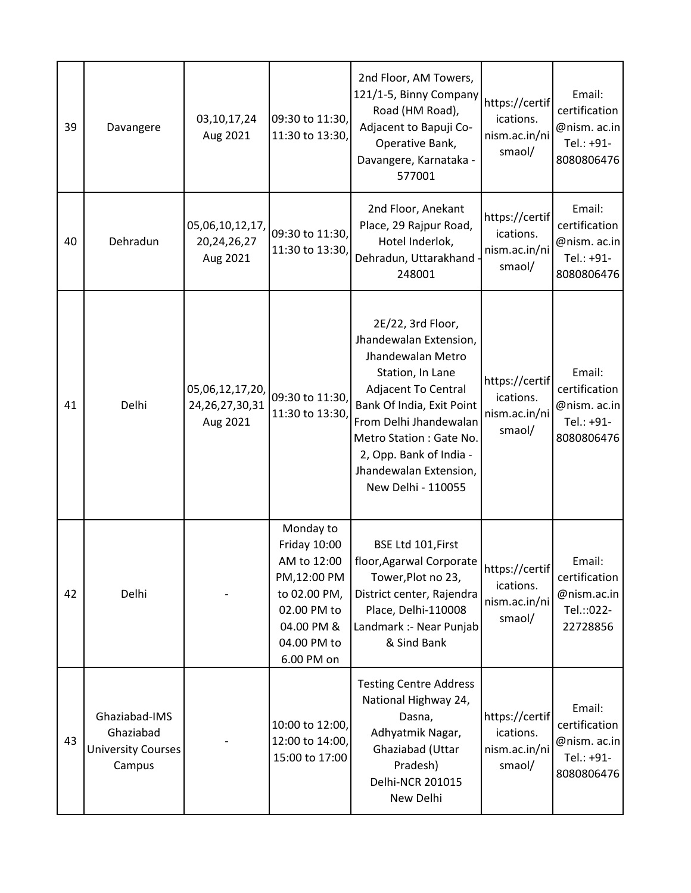| 39 | Davangere | 03,10,17,24 Aug 2021 | 09:30 to 11:30, 11:30 to 13:30, | 2nd Floor, AM Towers, 121/1-5, Binny Company Road (HM Road), Adjacent to Bapuji Co-Operative Bank, Davangere, Karnataka - 577001 | https://certifications. nism.ac.in/nismaol/ | Email: certification @nism. ac.in Tel.: +91-8080806476 |
|---|---|---|---|---|---|---|
| 40 | Dehradun | 05,06,10,12,17, 20,24,26,27 Aug 2021 | 09:30 to 11:30, 11:30 to 13:30, | 2nd Floor, Anekant Place, 29 Rajpur Road, Hotel Inderlok, Dehradun, Uttarakhand - 248001 | https://certifications. nism.ac.in/nismaol/ | Email: certification @nism. ac.in Tel.: +91-8080806476 |
| 41 | Delhi | 05,06,12,17,20, 24,26,27,30,31 Aug 2021 | 09:30 to 11:30, 11:30 to 13:30, | 2E/22, 3rd Floor, Jhandewalan Extension, Jhandewalan Metro Station, In Lane Adjacent To Central Bank Of India, Exit Point From Delhi Jhandewalan Metro Station : Gate No. 2, Opp. Bank of India - Jhandewalan Extension, New Delhi - 110055 | https://certifications. nism.ac.in/nismaol/ | Email: certification @nism. ac.in Tel.: +91-8080806476 |
| 42 | Delhi | - | Monday to Friday 10:00 AM to 12:00 PM,12:00 PM to 02.00 PM, 02.00 PM to 04.00 PM & 04.00 PM to 6.00 PM on | BSE Ltd 101,First floor,Agarwal Corporate Tower,Plot no 23, District center, Rajendra Place, Delhi-110008 Landmark :- Near Punjab & Sind Bank | https://certifications. nism.ac.in/nismaol/ | Email: certification @nism.ac.in Tel.::022-22728856 |
| 43 | Ghaziabad-IMS Ghaziabad University Courses Campus | - | 10:00 to 12:00, 12:00 to 14:00, 15:00 to 17:00 | Testing Centre Address National Highway 24, Dasna, Adhyatmik Nagar, Ghaziabad (Uttar Pradesh) Delhi-NCR 201015 New Delhi | https://certifications. nism.ac.in/nismaol/ | Email: certification @nism. ac.in Tel.: +91-8080806476 |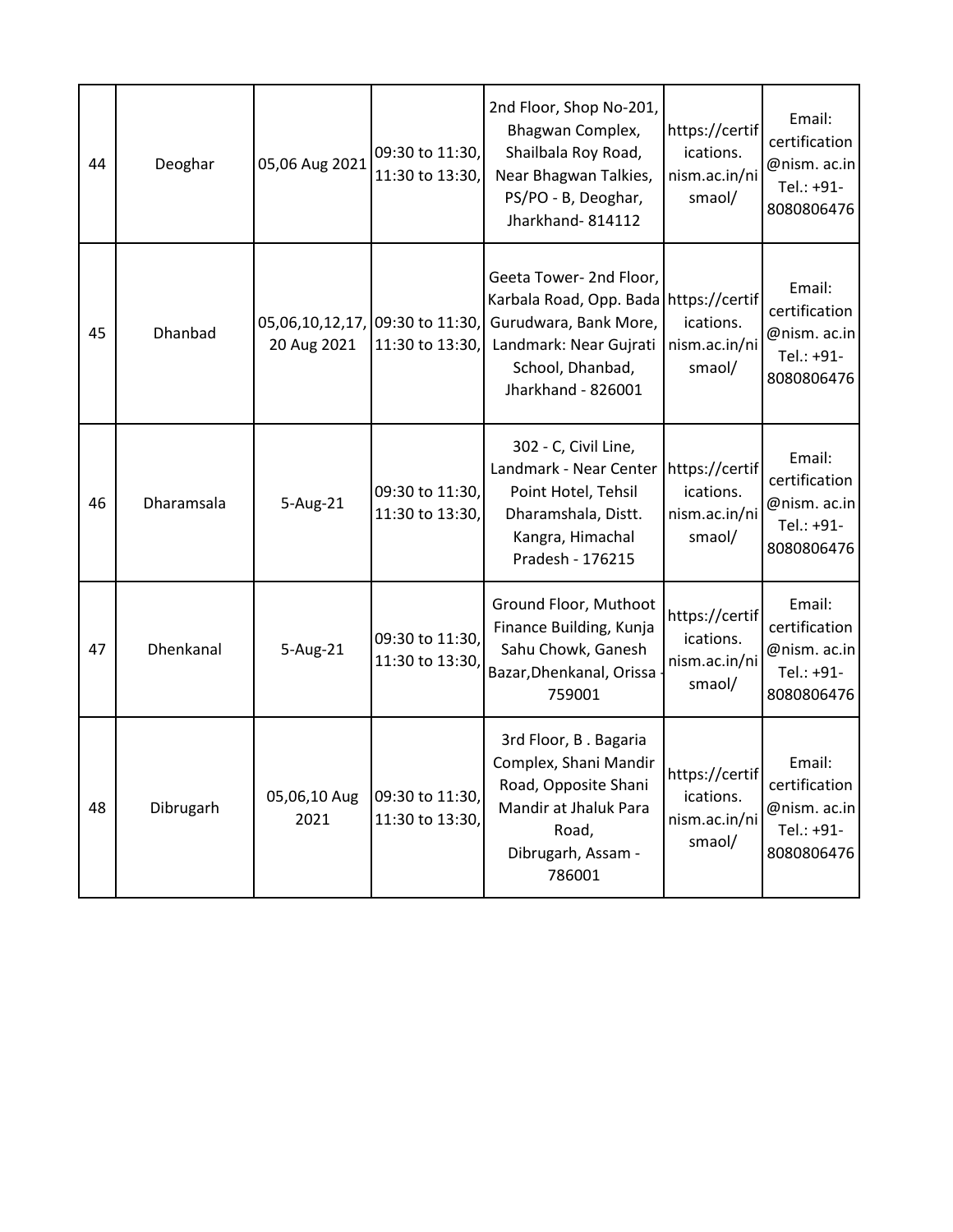| 44 | Deoghar | 05,06 Aug 2021 | 09:30 to 11:30, 11:30 to 13:30, | 2nd Floor, Shop No-201, Bhagwan Complex, Shailbala Roy Road, Near Bhagwan Talkies, PS/PO - B, Deoghar, Jharkhand- 814112 | https://certifications. nism.ac.in/nismaol/ | Email: certification @nism. ac.in Tel.: +91-8080806476 |
|---|---|---|---|---|---|---|
| 45 | Dhanbad | 05,06,10,12,17, 20 Aug 2021 | 09:30 to 11:30, 11:30 to 13:30, | Geeta Tower- 2nd Floor, Karbala Road, Opp. Bada Gurudwara, Bank More, Landmark: Near Gujrati School, Dhanbad, Jharkhand - 826001 | https://certifications. nism.ac.in/nismaol/ | Email: certification @nism. ac.in Tel.: +91-8080806476 |
| 46 | Dharamsala | 5-Aug-21 | 09:30 to 11:30, 11:30 to 13:30, | 302 - C, Civil Line, Landmark - Near Center Point Hotel, Tehsil Dharamshala, Distt. Kangra, Himachal Pradesh - 176215 | https://certifications. nism.ac.in/nismaol/ | Email: certification @nism. ac.in Tel.: +91-8080806476 |
| 47 | Dhenkanal | 5-Aug-21 | 09:30 to 11:30, 11:30 to 13:30, | Ground Floor, Muthoot Finance Building, Kunja Sahu Chowk, Ganesh Bazar,Dhenkanal, Orissa - 759001 | https://certifications. nism.ac.in/nismaol/ | Email: certification @nism. ac.in Tel.: +91-8080806476 |
| 48 | Dibrugarh | 05,06,10 Aug 2021 | 09:30 to 11:30, 11:30 to 13:30, | 3rd Floor, B . Bagaria Complex, Shani Mandir Road, Opposite Shani Mandir at Jhaluk Para Road, Dibrugarh, Assam - 786001 | https://certifications. nism.ac.in/nismaol/ | Email: certification @nism. ac.in Tel.: +91-8080806476 |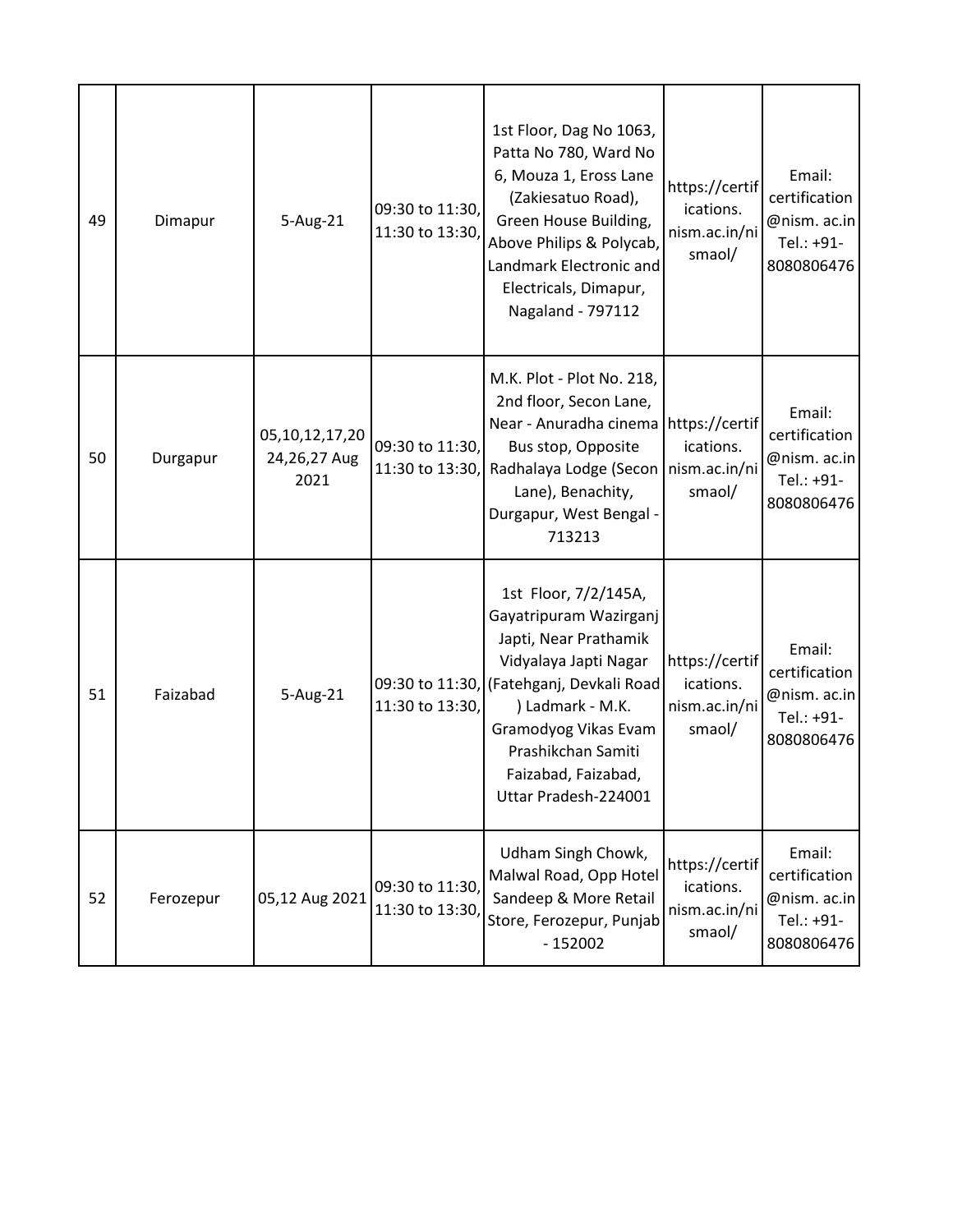| 49 | Dimapur | 5-Aug-21 | 09:30 to 11:30, 11:30 to 13:30, | 1st Floor, Dag No 1063, Patta No 780, Ward No 6, Mouza 1, Eross Lane (Zakiesatuo Road), Green House Building, Above Philips & Polycab, Landmark Electronic and Electricals, Dimapur, Nagaland - 797112 | https://certifications. nism.ac.in/nismaol/ | Email: certification @nism. ac.in Tel.: +91-8080806476 |
|---|---|---|---|---|---|---|
| 50 | Durgapur | 05,10,12,17,20 24,26,27 Aug 2021 | 09:30 to 11:30, 11:30 to 13:30, | M.K. Plot - Plot No. 218, 2nd floor, Secon Lane, Near - Anuradha cinema Bus stop, Opposite Radhalaya Lodge (Secon Lane), Benachity, Durgapur, West Bengal - 713213 | https://certifications. nism.ac.in/nismaol/ | Email: certification @nism. ac.in Tel.: +91-8080806476 |
| 51 | Faizabad | 5-Aug-21 | 09:30 to 11:30, 11:30 to 13:30, | 1st Floor, 7/2/145A, Gayatripuram Wazirganj Japti, Near Prathamik Vidyalaya Japti Nagar (Fatehganj, Devkali Road ) Ladmark - M.K. Gramodyog Vikas Evam Prashikchan Samiti Faizabad, Faizabad, Uttar Pradesh-224001 | https://certifications. nism.ac.in/nismaol/ | Email: certification @nism. ac.in Tel.: +91-8080806476 |
| 52 | Ferozepur | 05,12 Aug 2021 | 09:30 to 11:30, 11:30 to 13:30, | Udham Singh Chowk, Malwal Road, Opp Hotel Sandeep & More Retail Store, Ferozepur, Punjab - 152002 | https://certifications. nism.ac.in/nismaol/ | Email: certification @nism. ac.in Tel.: +91-8080806476 |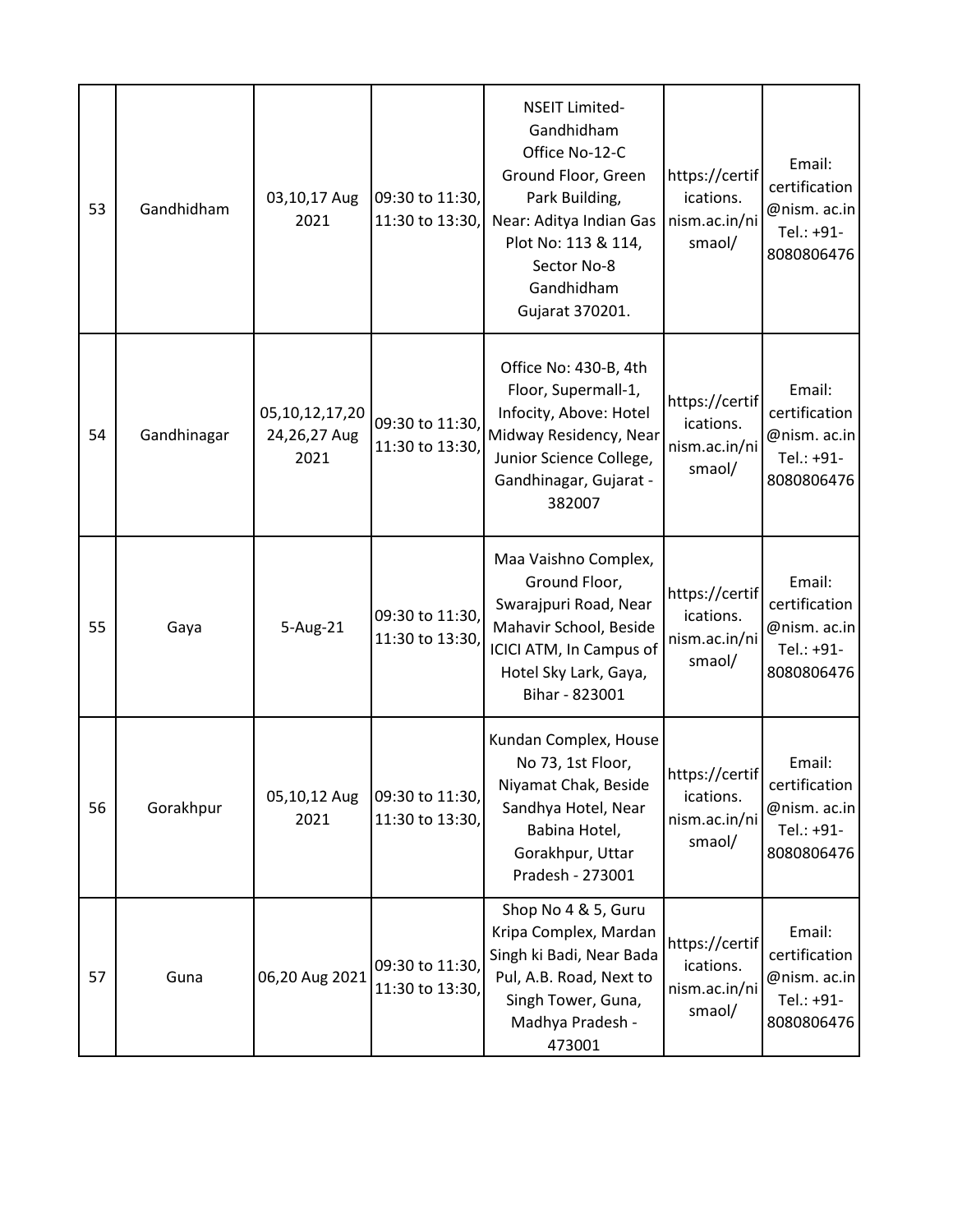| 53 | Gandhidham | 03,10,17 Aug 2021 | 09:30 to 11:30, 11:30 to 13:30, | NSEIT Limited- Gandhidham Office No-12-C Ground Floor, Green Park Building, Near: Aditya Indian Gas Plot No: 113 & 114, Sector No-8 Gandhidham Gujarat 370201. | https://certifications. nism.ac.in/nismaol/ | Email: certification @nism. ac.in Tel.: +91-8080806476 |
|---|---|---|---|---|---|---|
| 54 | Gandhinagar | 05,10,12,17,20 24,26,27 Aug 2021 | 09:30 to 11:30, 11:30 to 13:30, | Office No: 430-B, 4th Floor, Supermall-1, Infocity, Above: Hotel Midway Residency, Near Junior Science College, Gandhinagar, Gujarat - 382007 | https://certifications. nism.ac.in/nismaol/ | Email: certification @nism. ac.in Tel.: +91-8080806476 |
| 55 | Gaya | 5-Aug-21 | 09:30 to 11:30, 11:30 to 13:30, | Maa Vaishno Complex, Ground Floor, Swarajpuri Road, Near Mahavir School, Beside ICICI ATM, In Campus of Hotel Sky Lark, Gaya, Bihar - 823001 | https://certifications. nism.ac.in/nismaol/ | Email: certification @nism. ac.in Tel.: +91-8080806476 |
| 56 | Gorakhpur | 05,10,12 Aug 2021 | 09:30 to 11:30, 11:30 to 13:30, | Kundan Complex, House No 73, 1st Floor, Niyamat Chak, Beside Sandhya Hotel, Near Babina Hotel, Gorakhpur, Uttar Pradesh - 273001 | https://certifications. nism.ac.in/nismaol/ | Email: certification @nism. ac.in Tel.: +91-8080806476 |
| 57 | Guna | 06,20 Aug 2021 | 09:30 to 11:30, 11:30 to 13:30, | Shop No 4 & 5, Guru Kripa Complex, Mardan Singh ki Badi, Near Bada Pul, A.B. Road, Next to Singh Tower, Guna, Madhya Pradesh - 473001 | https://certifications. nism.ac.in/nismaol/ | Email: certification @nism. ac.in Tel.: +91-8080806476 |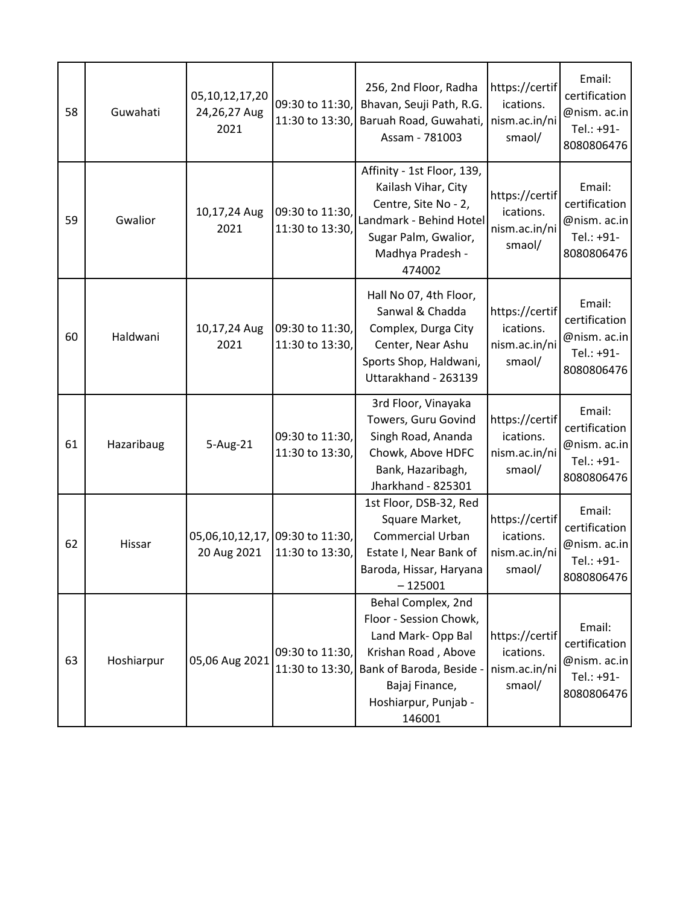| 58 | Guwahati | 05,10,12,17,20 24,26,27 Aug 2021 | 09:30 to 11:30, 11:30 to 13:30, | 256, 2nd Floor, Radha Bhavan, Seuji Path, R.G. Baruah Road, Guwahati, Assam - 781003 | https://certifications. nism.ac.in/nismaol/ | Email: certification @nism. ac.in Tel.: +91-8080806476 |
|---|---|---|---|---|---|---|
| 59 | Gwalior | 10,17,24 Aug 2021 | 09:30 to 11:30, 11:30 to 13:30, | Affinity - 1st Floor, 139, Kailash Vihar, City Centre, Site No - 2, Landmark - Behind Hotel Sugar Palm, Gwalior, Madhya Pradesh - 474002 | https://certifications. nism.ac.in/nismaol/ | Email: certification @nism. ac.in Tel.: +91-8080806476 |
| 60 | Haldwani | 10,17,24 Aug 2021 | 09:30 to 11:30, 11:30 to 13:30, | Hall No 07, 4th Floor, Sanwal & Chadda Complex, Durga City Center, Near Ashu Sports Shop, Haldwani, Uttarakhand - 263139 | https://certifications. nism.ac.in/nismaol/ | Email: certification @nism. ac.in Tel.: +91-8080806476 |
| 61 | Hazaribaug | 5-Aug-21 | 09:30 to 11:30, 11:30 to 13:30, | 3rd Floor, Vinayaka Towers, Guru Govind Singh Road, Ananda Chowk, Above HDFC Bank, Hazaribagh, Jharkhand - 825301 | https://certifications. nism.ac.in/nismaol/ | Email: certification @nism. ac.in Tel.: +91-8080806476 |
| 62 | Hissar | 05,06,10,12,17, 20 Aug 2021 | 09:30 to 11:30, 11:30 to 13:30, | 1st Floor, DSB-32, Red Square Market, Commercial Urban Estate I, Near Bank of Baroda, Hissar, Haryana – 125001 | https://certifications. nism.ac.in/nismaol/ | Email: certification @nism. ac.in Tel.: +91-8080806476 |
| 63 | Hoshiarpur | 05,06 Aug 2021 | 09:30 to 11:30, 11:30 to 13:30, | Behal Complex, 2nd Floor - Session Chowk, Land Mark- Opp Bal Krishan Road , Above Bank of Baroda, Beside - Bajaj Finance, Hoshiarpur, Punjab - 146001 | https://certifications. nism.ac.in/nismaol/ | Email: certification @nism. ac.in Tel.: +91-8080806476 |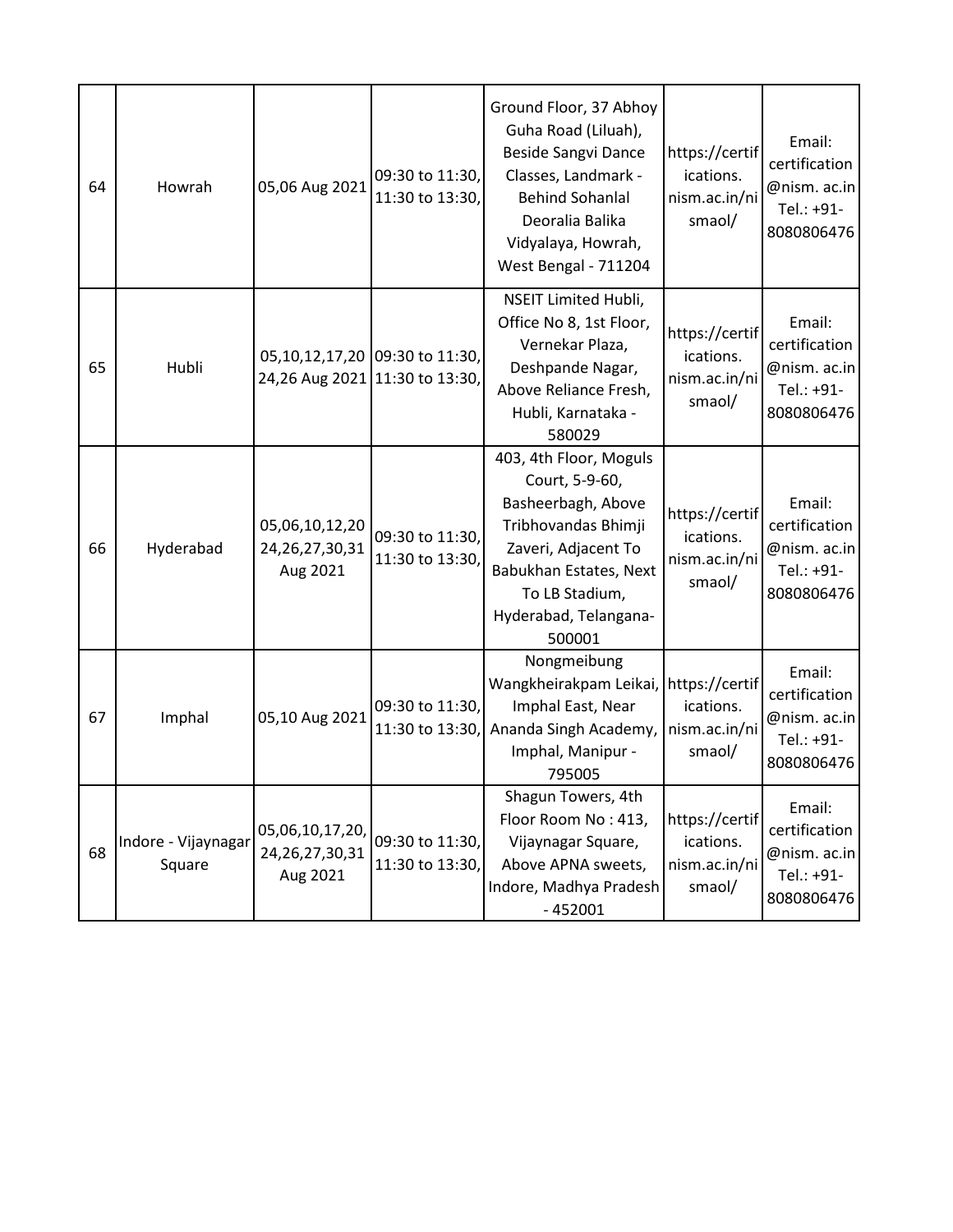| 64 | Howrah | 05,06 Aug 2021 | 09:30 to 11:30, 11:30 to 13:30, | Ground Floor, 37 Abhoy Guha Road (Liluah), Beside Sangvi Dance Classes, Landmark - Behind Sohanlal Deoralia Balika Vidyalaya, Howrah, West Bengal - 711204 | https://certifications. nism.ac.in/nismaol/ | Email: certification @nism. ac.in Tel.: +91-8080806476 |
|---|---|---|---|---|---|---|
| 65 | Hubli | 05,10,12,17,20 24,26 Aug 2021 | 09:30 to 11:30, 11:30 to 13:30, | NSEIT Limited Hubli, Office No 8, 1st Floor, Vernekar Plaza, Deshpande Nagar, Above Reliance Fresh, Hubli, Karnataka - 580029 | https://certifications. nism.ac.in/nismaol/ | Email: certification @nism. ac.in Tel.: +91-8080806476 |
| 66 | Hyderabad | 05,06,10,12,20 24,26,27,30,31 Aug 2021 | 09:30 to 11:30, 11:30 to 13:30, | 403, 4th Floor, Moguls Court, 5-9-60, Basheerbagh, Above Tribhovandas Bhimji Zaveri, Adjacent To Babukhan Estates, Next To LB Stadium, Hyderabad, Telangana-500001 | https://certifications. nism.ac.in/nismaol/ | Email: certification @nism. ac.in Tel.: +91-8080806476 |
| 67 | Imphal | 05,10 Aug 2021 | 09:30 to 11:30, 11:30 to 13:30, | Nongmeibung Wangkheirakpam Leikai, Imphal East, Near Ananda Singh Academy, Imphal, Manipur - 795005 | https://certifications. nism.ac.in/nismaol/ | Email: certification @nism. ac.in Tel.: +91-8080806476 |
| 68 | Indore - Vijaynagar Square | 05,06,10,17,20, 24,26,27,30,31 Aug 2021 | 09:30 to 11:30, 11:30 to 13:30, | Shagun Towers, 4th Floor Room No : 413, Vijaynagar Square, Above APNA sweets, Indore, Madhya Pradesh - 452001 | https://certifications. nism.ac.in/nismaol/ | Email: certification @nism. ac.in Tel.: +91-8080806476 |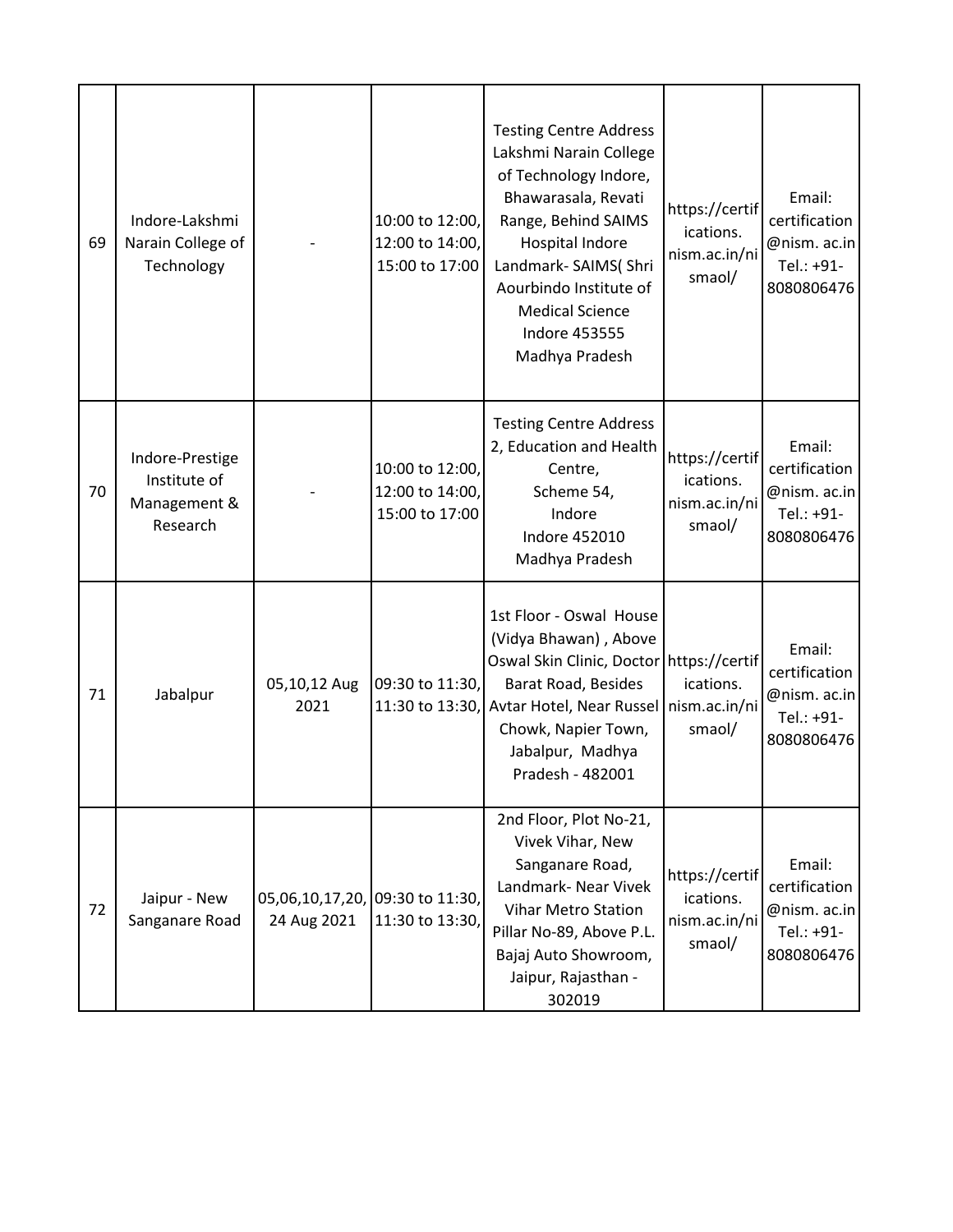| | | | | | | |
|---|---|---|---|---|---|---|
| 69 | Indore-Lakshmi Narain College of Technology | - | 10:00 to 12:00, 12:00 to 14:00, 15:00 to 17:00 | Testing Centre Address Lakshmi Narain College of Technology Indore, Bhawarasala, Revati Range, Behind SAIMS Hospital Indore Landmark- SAIMS( Shri Aourbindo Institute of Medical Science Indore 453555 Madhya Pradesh | https://certifications. nism.ac.in/nismaol/ | Email: certification @nism. ac.in Tel.: +91-8080806476 |
| 70 | Indore-Prestige Institute of Management & Research | - | 10:00 to 12:00, 12:00 to 14:00, 15:00 to 17:00 | Testing Centre Address 2, Education and Health Centre, Scheme 54, Indore Indore 452010 Madhya Pradesh | https://certifications. nism.ac.in/nismaol/ | Email: certification @nism. ac.in Tel.: +91-8080806476 |
| 71 | Jabalpur | 05,10,12 Aug 2021 | 09:30 to 11:30, 11:30 to 13:30, | 1st Floor - Oswal House (Vidya Bhawan) , Above Oswal Skin Clinic, Doctor Barat Road, Besides Avtar Hotel, Near Russel Chowk, Napier Town, Jabalpur, Madhya Pradesh - 482001 | https://certifications. nism.ac.in/nismaol/ | Email: certification @nism. ac.in Tel.: +91-8080806476 |
| 72 | Jaipur - New Sanganare Road | 05,06,10,17,20, 24 Aug 2021 | 09:30 to 11:30, 11:30 to 13:30, | 2nd Floor, Plot No-21, Vivek Vihar, New Sanganare Road, Landmark- Near Vivek Vihar Metro Station Pillar No-89, Above P.L. Bajaj Auto Showroom, Jaipur, Rajasthan - 302019 | https://certifications. nism.ac.in/nismaol/ | Email: certification @nism. ac.in Tel.: +91-8080806476 |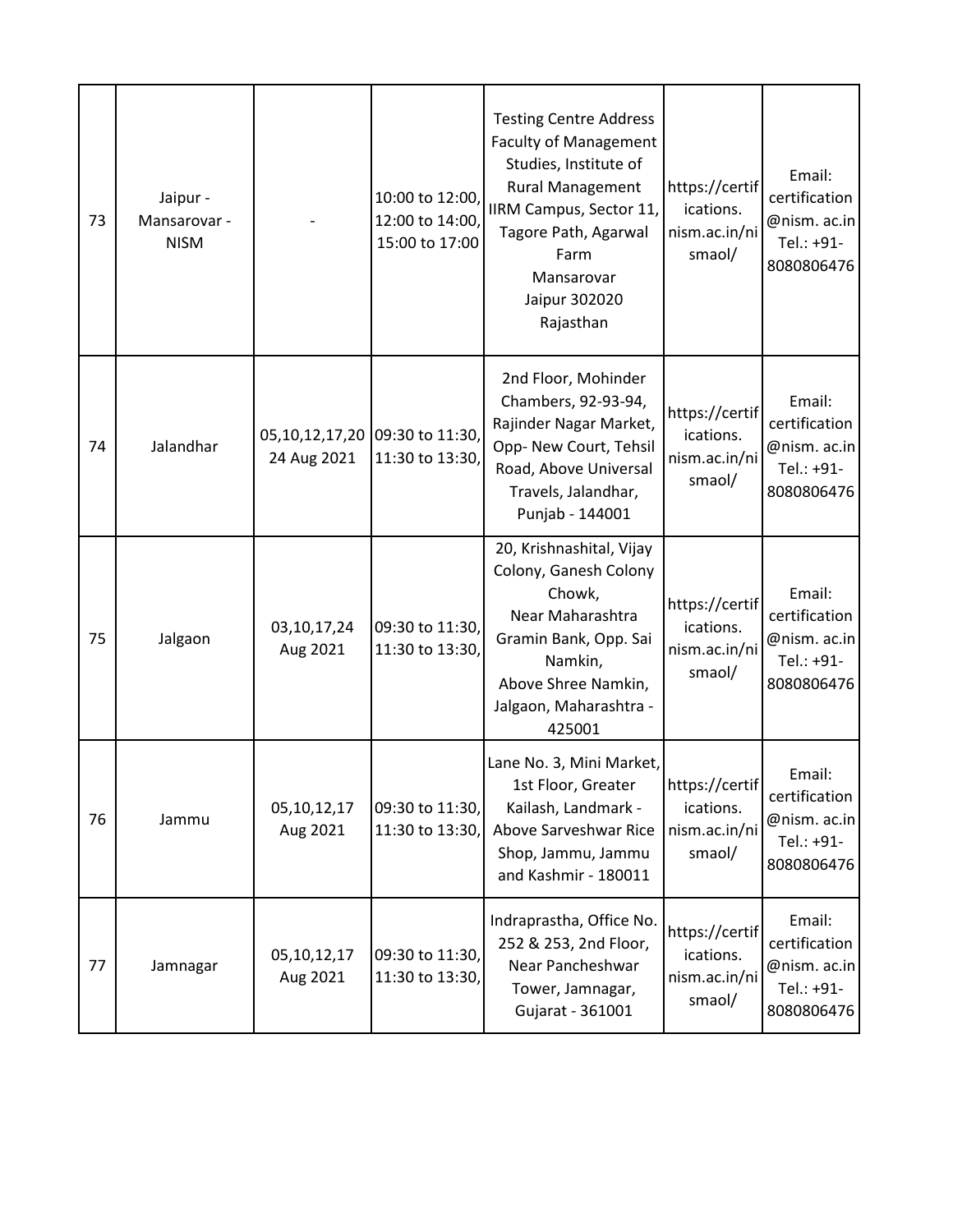| 73 | Jaipur - Mansarovar - NISM | - | 10:00 to 12:00, 12:00 to 14:00, 15:00 to 17:00 | Testing Centre Address Faculty of Management Studies, Institute of Rural Management IIRM Campus, Sector 11, Tagore Path, Agarwal Farm Mansarovar Jaipur 302020 Rajasthan | https://certifications. nism.ac.in/nismaol/ | Email: certification @nism. ac.in Tel.: +91-8080806476 |
|---|---|---|---|---|---|---|
| 74 | Jalandhar | 05,10,12,17,20 24 Aug 2021 | 09:30 to 11:30, 11:30 to 13:30, | 2nd Floor, Mohinder Chambers, 92-93-94, Rajinder Nagar Market, Opp- New Court, Tehsil Road, Above Universal Travels, Jalandhar, Punjab - 144001 | https://certifications. nism.ac.in/nismaol/ | Email: certification @nism. ac.in Tel.: +91-8080806476 |
| 75 | Jalgaon | 03,10,17,24 Aug 2021 | 09:30 to 11:30, 11:30 to 13:30, | 20, Krishnashital, Vijay Colony, Ganesh Colony Chowk, Near Maharashtra Gramin Bank, Opp. Sai Namkin, Above Shree Namkin, Jalgaon, Maharashtra - 425001 | https://certifications. nism.ac.in/nismaol/ | Email: certification @nism. ac.in Tel.: +91-8080806476 |
| 76 | Jammu | 05,10,12,17 Aug 2021 | 09:30 to 11:30, 11:30 to 13:30, | Lane No. 3, Mini Market, 1st Floor, Greater Kailash, Landmark - Above Sarveshwar Rice Shop, Jammu, Jammu and Kashmir - 180011 | https://certifications. nism.ac.in/nismaol/ | Email: certification @nism. ac.in Tel.: +91-8080806476 |
| 77 | Jamnagar | 05,10,12,17 Aug 2021 | 09:30 to 11:30, 11:30 to 13:30, | Indraprastha, Office No. 252 & 253, 2nd Floor, Near Pancheshwar Tower, Jamnagar, Gujarat - 361001 | https://certifications. nism.ac.in/nismaol/ | Email: certification @nism. ac.in Tel.: +91-8080806476 |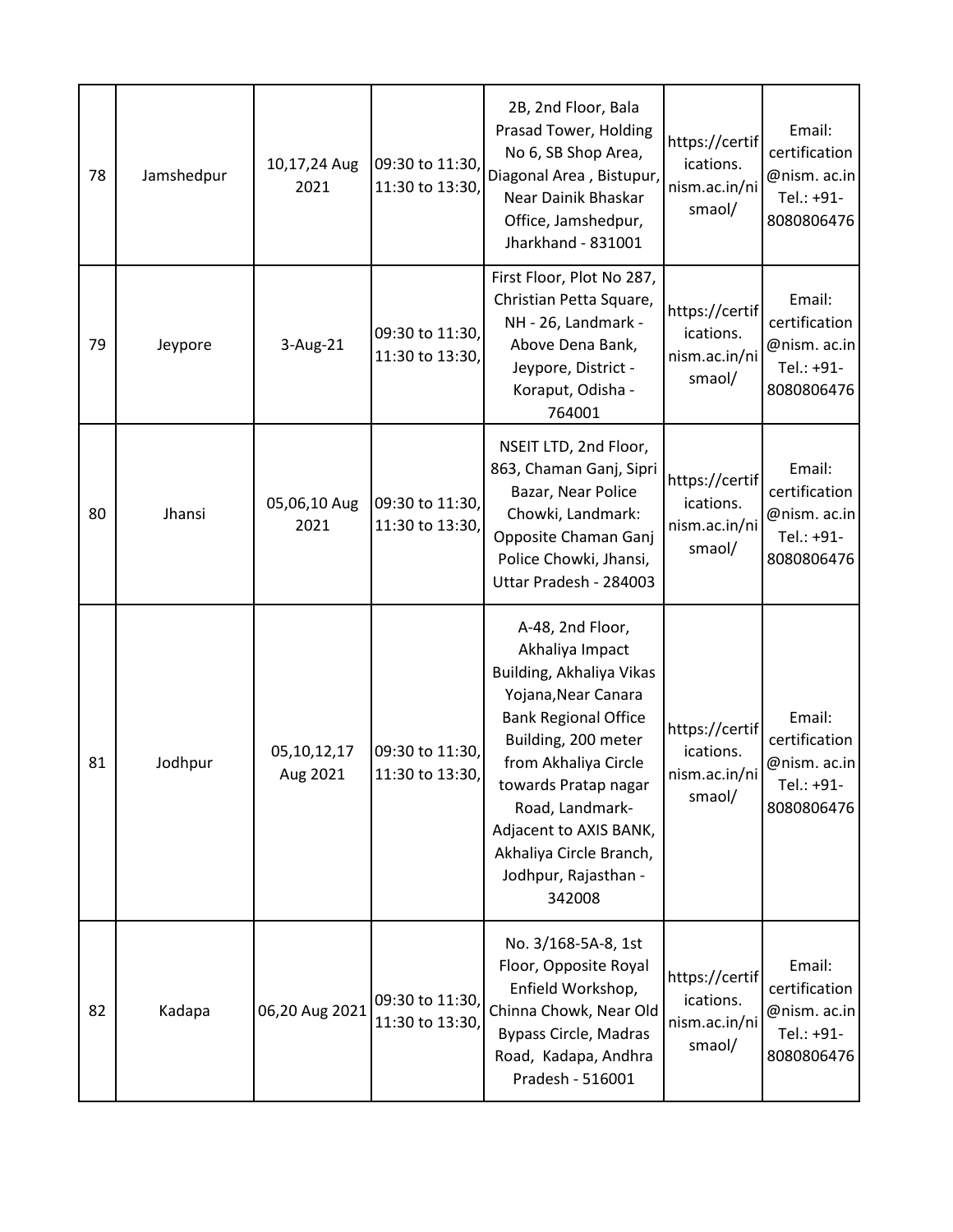| 78 | Jamshedpur | 10,17,24 Aug 2021 | 09:30 to 11:30, 11:30 to 13:30, | 2B, 2nd Floor, Bala Prasad Tower, Holding No 6, SB Shop Area, Diagonal Area , Bistupur, Near Dainik Bhaskar Office, Jamshedpur, Jharkhand - 831001 | https://certifications. nism.ac.in/nismaol/ | Email: certification @nism. ac.in Tel.: +91-8080806476 |
|---|---|---|---|---|---|---|
| 79 | Jeypore | 3-Aug-21 | 09:30 to 11:30, 11:30 to 13:30, | First Floor, Plot No 287, Christian Petta Square, NH - 26, Landmark - Above Dena Bank, Jeypore, District - Koraput, Odisha - 764001 | https://certifications. nism.ac.in/nismaol/ | Email: certification @nism. ac.in Tel.: +91-8080806476 |
| 80 | Jhansi | 05,06,10 Aug 2021 | 09:30 to 11:30, 11:30 to 13:30, | NSEIT LTD, 2nd Floor, 863, Chaman Ganj, Sipri Bazar, Near Police Chowki, Landmark: Opposite Chaman Ganj Police Chowki, Jhansi, Uttar Pradesh - 284003 | https://certifications. nism.ac.in/nismaol/ | Email: certification @nism. ac.in Tel.: +91-8080806476 |
| 81 | Jodhpur | 05,10,12,17 Aug 2021 | 09:30 to 11:30, 11:30 to 13:30, | A-48, 2nd Floor, Akhaliya Impact Building, Akhaliya Vikas Yojana,Near Canara Bank Regional Office Building, 200 meter from Akhaliya Circle towards Pratap nagar Road, Landmark- Adjacent to AXIS BANK, Akhaliya Circle Branch, Jodhpur, Rajasthan - 342008 | https://certifications. nism.ac.in/nismaol/ | Email: certification @nism. ac.in Tel.: +91-8080806476 |
| 82 | Kadapa | 06,20 Aug 2021 | 09:30 to 11:30, 11:30 to 13:30, | No. 3/168-5A-8, 1st Floor, Opposite Royal Enfield Workshop, Chinna Chowk, Near Old Bypass Circle, Madras Road, Kadapa, Andhra Pradesh - 516001 | https://certifications. nism.ac.in/nismaol/ | Email: certification @nism. ac.in Tel.: +91-8080806476 |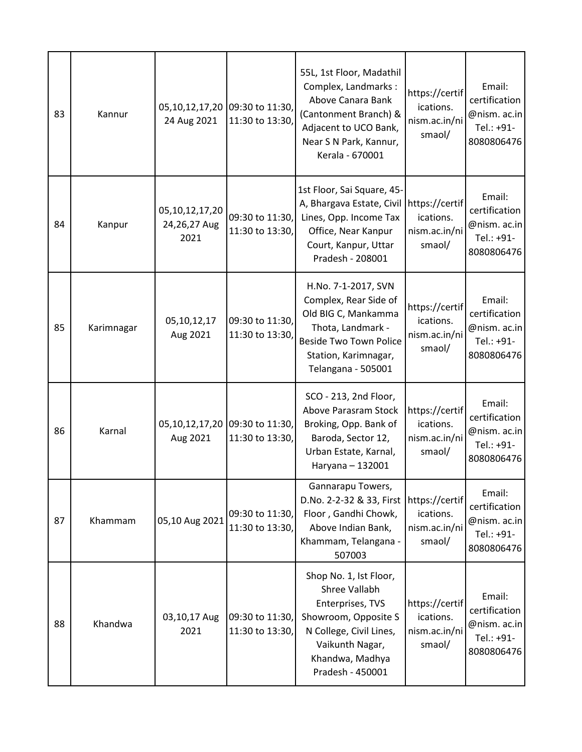| 83 | Kannur | 05,10,12,17,20 24 Aug 2021 | 09:30 to 11:30, 11:30 to 13:30, | 55L, 1st Floor, Madathil Complex, Landmarks : Above Canara Bank (Cantonment Branch) & Adjacent to UCO Bank, Near S N Park, Kannur, Kerala - 670001 | https://certifications. nism.ac.in/nismaol/ | Email: certification @nism. ac.in Tel.: +91-8080806476 |
|---|---|---|---|---|---|---|
| 84 | Kanpur | 05,10,12,17,20 24,26,27 Aug 2021 | 09:30 to 11:30, 11:30 to 13:30, | 1st Floor, Sai Square, 45-A, Bhargava Estate, Civil Lines, Opp. Income Tax Office, Near Kanpur Court, Kanpur, Uttar Pradesh - 208001 | https://certifications. nism.ac.in/nismaol/ | Email: certification @nism. ac.in Tel.: +91-8080806476 |
| 85 | Karimnagar | 05,10,12,17 Aug 2021 | 09:30 to 11:30, 11:30 to 13:30, | H.No. 7-1-2017, SVN Complex, Rear Side of Old BIG C, Mankamma Thota, Landmark - Beside Two Town Police Station, Karimnagar, Telangana - 505001 | https://certifications. nism.ac.in/nismaol/ | Email: certification @nism. ac.in Tel.: +91-8080806476 |
| 86 | Karnal | 05,10,12,17,20 Aug 2021 | 09:30 to 11:30, 11:30 to 13:30, | SCO - 213, 2nd Floor, Above Parasram Stock Broking, Opp. Bank of Baroda, Sector 12, Urban Estate, Karnal, Haryana – 132001 | https://certifications. nism.ac.in/nismaol/ | Email: certification @nism. ac.in Tel.: +91-8080806476 |
| 87 | Khammam | 05,10 Aug 2021 | 09:30 to 11:30, 11:30 to 13:30, | Gannarapu Towers, D.No. 2-2-32 & 33, First Floor , Gandhi Chowk, Above Indian Bank, Khammam, Telangana - 507003 | https://certifications. nism.ac.in/nismaol/ | Email: certification @nism. ac.in Tel.: +91-8080806476 |
| 88 | Khandwa | 03,10,17 Aug 2021 | 09:30 to 11:30, 11:30 to 13:30, | Shop No. 1, Ist Floor, Shree Vallabh Enterprises, TVS Showroom, Opposite S N College, Civil Lines, Vaikunth Nagar, Khandwa, Madhya Pradesh - 450001 | https://certifications. nism.ac.in/nismaol/ | Email: certification @nism. ac.in Tel.: +91-8080806476 |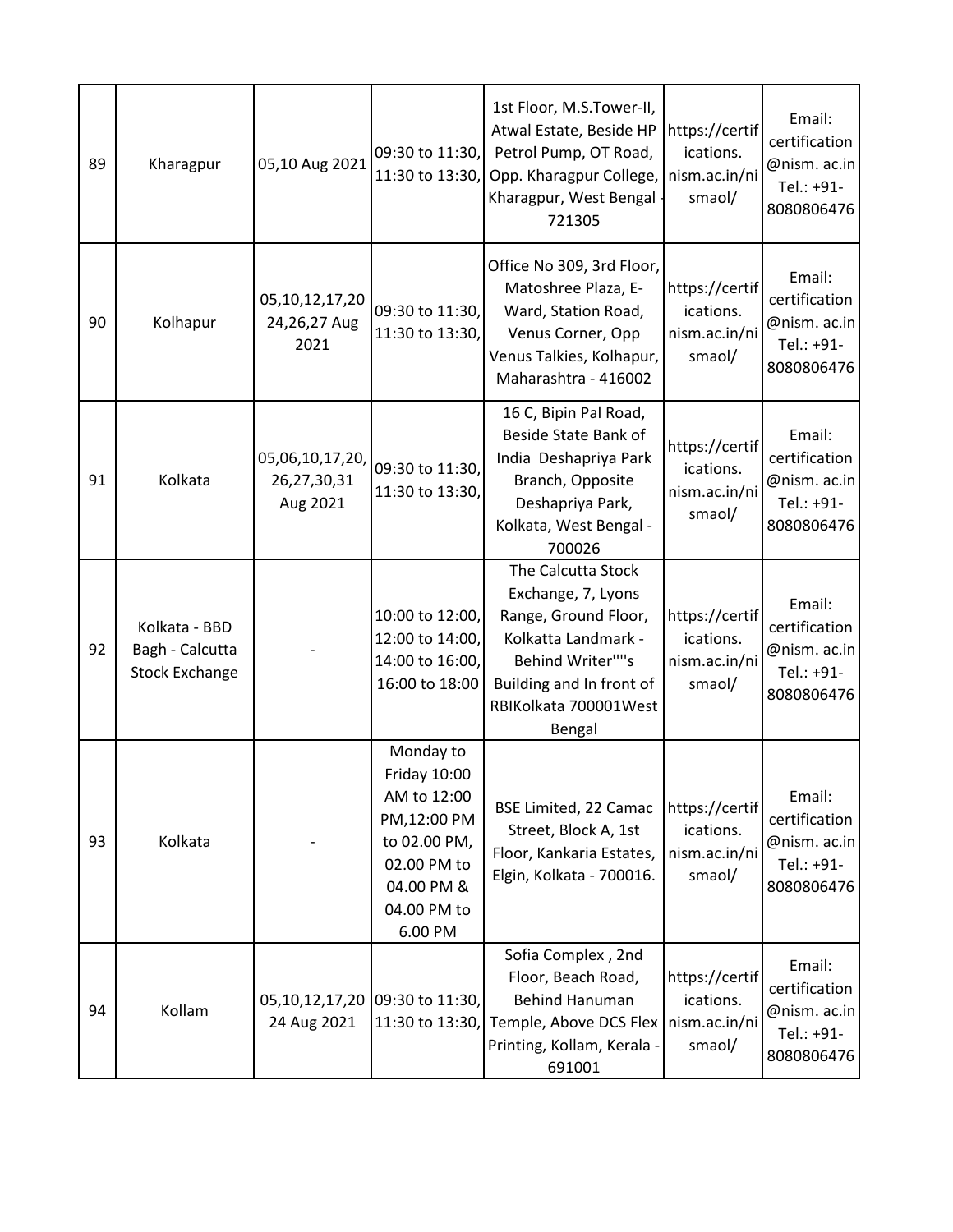| 89 | Kharagpur | 05,10 Aug 2021 | 09:30 to 11:30, 11:30 to 13:30, | 1st Floor, M.S.Tower-II, Atwal Estate, Beside HP Petrol Pump, OT Road, Opp. Kharagpur College, Kharagpur, West Bengal - 721305 | https://certifications. nism.ac.in/nismaol/ | Email: certification@nism. ac.in Tel.: +91-8080806476 |
|---|---|---|---|---|---|---|
| 90 | Kolhapur | 05,10,12,17,20 24,26,27 Aug 2021 | 09:30 to 11:30, 11:30 to 13:30, | Office No 309, 3rd Floor, Matoshree Plaza, E-Ward, Station Road, Venus Corner, Opp Venus Talkies, Kolhapur, Maharashtra - 416002 | https://certifications. nism.ac.in/nismaol/ | Email: certification@nism. ac.in Tel.: +91-8080806476 |
| 91 | Kolkata | 05,06,10,17,20, 26,27,30,31 Aug 2021 | 09:30 to 11:30, 11:30 to 13:30, | 16 C, Bipin Pal Road, Beside State Bank of India Deshapriya Park Branch, Opposite Deshapriya Park, Kolkata, West Bengal - 700026 | https://certifications. nism.ac.in/nismaol/ | Email: certification@nism. ac.in Tel.: +91-8080806476 |
| 92 | Kolkata - BBD Bagh - Calcutta Stock Exchange | - | 10:00 to 12:00, 12:00 to 14:00, 14:00 to 16:00, 16:00 to 18:00 | The Calcutta Stock Exchange, 7, Lyons Range, Ground Floor, Kolkatta Landmark - Behind Writer""s Building and In front of RBIKolkata 700001West Bengal | https://certifications. nism.ac.in/nismaol/ | Email: certification@nism. ac.in Tel.: +91-8080806476 |
| 93 | Kolkata | - | Monday to Friday 10:00 AM to 12:00 PM,12:00 PM to 02.00 PM, 02.00 PM to 04.00 PM & 04.00 PM to 6.00 PM | BSE Limited, 22 Camac Street, Block A, 1st Floor, Kankaria Estates, Elgin, Kolkata - 700016. | https://certifications. nism.ac.in/nismaol/ | Email: certification@nism. ac.in Tel.: +91-8080806476 |
| 94 | Kollam | 05,10,12,17,20 24 Aug 2021 | 09:30 to 11:30, 11:30 to 13:30, | Sofia Complex , 2nd Floor, Beach Road, Behind Hanuman Temple, Above DCS Flex Printing, Kollam, Kerala - 691001 | https://certifications. nism.ac.in/nismaol/ | Email: certification@nism. ac.in Tel.: +91-8080806476 |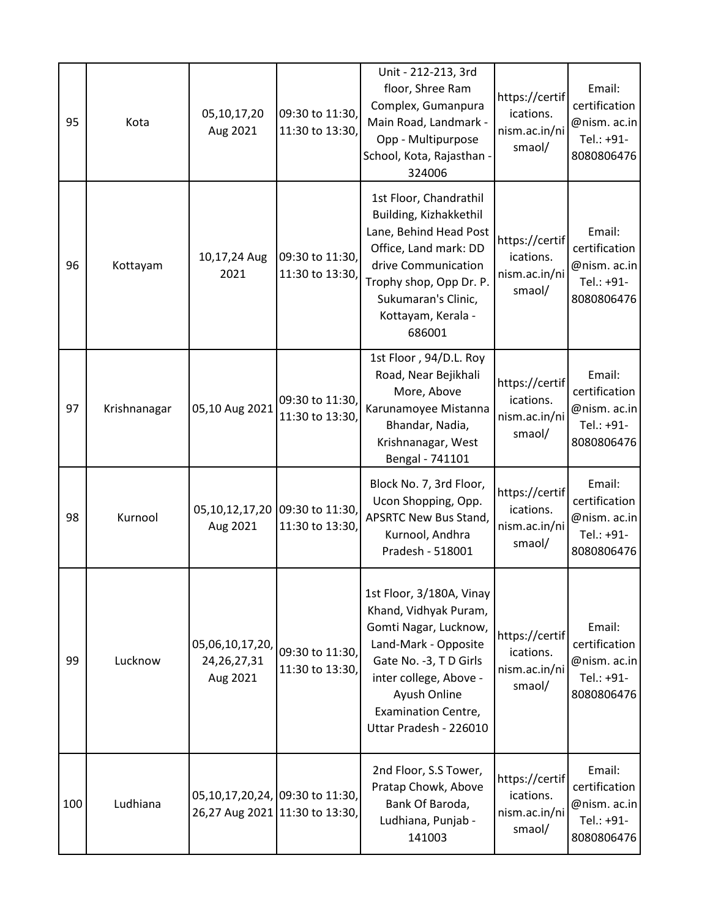| 95 | Kota | 05,10,17,20 Aug 2021 | 09:30 to 11:30, 11:30 to 13:30, | Unit - 212-213, 3rd floor, Shree Ram Complex, Gumanpura Main Road, Landmark - Opp - Multipurpose School, Kota, Rajasthan - 324006 | https://certifications. nism.ac.in/nismaol/ | Email: certification @nism. ac.in Tel.: +91-8080806476 |
|---|---|---|---|---|---|---|
| 96 | Kottayam | 10,17,24 Aug 2021 | 09:30 to 11:30, 11:30 to 13:30, | 1st Floor, Chandrathil Building, Kizhakkethil Lane, Behind Head Post Office, Land mark: DD drive Communication Trophy shop, Opp Dr. P. Sukumaran's Clinic, Kottayam, Kerala - 686001 | https://certifications. nism.ac.in/nismaol/ | Email: certification @nism. ac.in Tel.: +91-8080806476 |
| 97 | Krishnanagar | 05,10 Aug 2021 | 09:30 to 11:30, 11:30 to 13:30, | 1st Floor , 94/D.L. Roy Road, Near Bejikhali More, Above Karunamoyee Mistanna Bhandar, Nadia, Krishnanagar, West Bengal - 741101 | https://certifications. nism.ac.in/nismaol/ | Email: certification @nism. ac.in Tel.: +91-8080806476 |
| 98 | Kurnool | 05,10,12,17,20 Aug 2021 | 09:30 to 11:30, 11:30 to 13:30, | Block No. 7, 3rd Floor, Ucon Shopping, Opp. APSRTC New Bus Stand, Kurnool, Andhra Pradesh - 518001 | https://certifications. nism.ac.in/nismaol/ | Email: certification @nism. ac.in Tel.: +91-8080806476 |
| 99 | Lucknow | 05,06,10,17,20, 24,26,27,31 Aug 2021 | 09:30 to 11:30, 11:30 to 13:30, | 1st Floor, 3/180A, Vinay Khand, Vidhyak Puram, Gomti Nagar, Lucknow, Land-Mark - Opposite Gate No. -3, T D Girls inter college, Above - Ayush Online Examination Centre, Uttar Pradesh - 226010 | https://certifications. nism.ac.in/nismaol/ | Email: certification @nism. ac.in Tel.: +91-8080806476 |
| 100 | Ludhiana | 05,10,17,20,24, 26,27 Aug 2021 | 09:30 to 11:30, 11:30 to 13:30, | 2nd Floor, S.S Tower, Pratap Chowk, Above Bank Of Baroda, Ludhiana, Punjab - 141003 | https://certifications. nism.ac.in/nismaol/ | Email: certification @nism. ac.in Tel.: +91-8080806476 |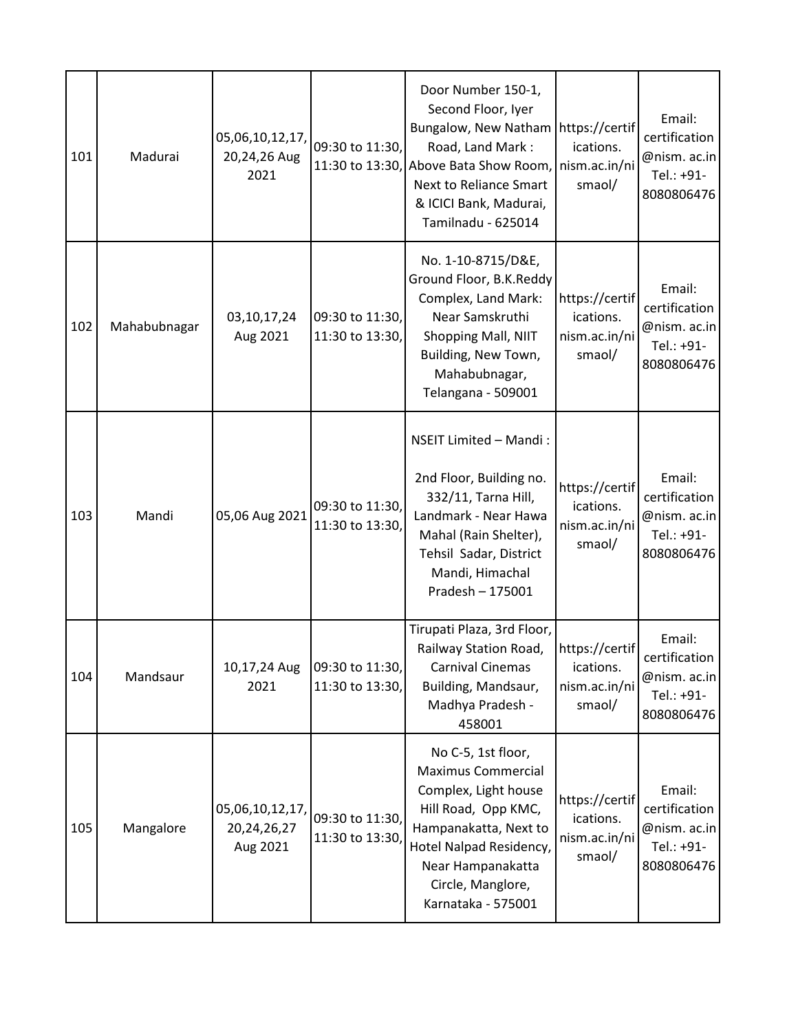| 101 | Madurai | 05,06,10,12,17, 20,24,26 Aug 2021 | 09:30 to 11:30, 11:30 to 13:30, | Door Number 150-1, Second Floor, Iyer Bungalow, New Natham Road, Land Mark : Above Bata Show Room, Next to Reliance Smart & ICICI Bank, Madurai, Tamilnadu - 625014 | https://certifications. nism.ac.in/nismaol/ | Email: certification @nism. ac.in Tel.: +91-8080806476 |
|---|---|---|---|---|---|---|
| 102 | Mahabubnagar | 03,10,17,24 Aug 2021 | 09:30 to 11:30, 11:30 to 13:30, | No. 1-10-8715/D&E, Ground Floor, B.K.Reddy Complex, Land Mark: Near Samskruthi Shopping Mall, NIIT Building, New Town, Mahabubnagar, Telangana - 509001 | https://certifications. nism.ac.in/nismaol/ | Email: certification @nism. ac.in Tel.: +91-8080806476 |
| 103 | Mandi | 05,06 Aug 2021 | 09:30 to 11:30, 11:30 to 13:30, | NSEIT Limited – Mandi : 2nd Floor, Building no. 332/11, Tarna Hill, Landmark - Near Hawa Mahal (Rain Shelter), Tehsil Sadar, District Mandi, Himachal Pradesh – 175001 | https://certifications. nism.ac.in/nismaol/ | Email: certification @nism. ac.in Tel.: +91-8080806476 |
| 104 | Mandsaur | 10,17,24 Aug 2021 | 09:30 to 11:30, 11:30 to 13:30, | Tirupati Plaza, 3rd Floor, Railway Station Road, Carnival Cinemas Building, Mandsaur, Madhya Pradesh - 458001 | https://certifications. nism.ac.in/nismaol/ | Email: certification @nism. ac.in Tel.: +91-8080806476 |
| 105 | Mangalore | 05,06,10,12,17, 20,24,26,27 Aug 2021 | 09:30 to 11:30, 11:30 to 13:30, | No C-5, 1st floor, Maximus Commercial Complex, Light house Hill Road, Opp KMC, Hampanakatta, Next to Hotel Nalpad Residency, Near Hampanakatta Circle, Manglore, Karnataka - 575001 | https://certifications. nism.ac.in/nismaol/ | Email: certification @nism. ac.in Tel.: +91-8080806476 |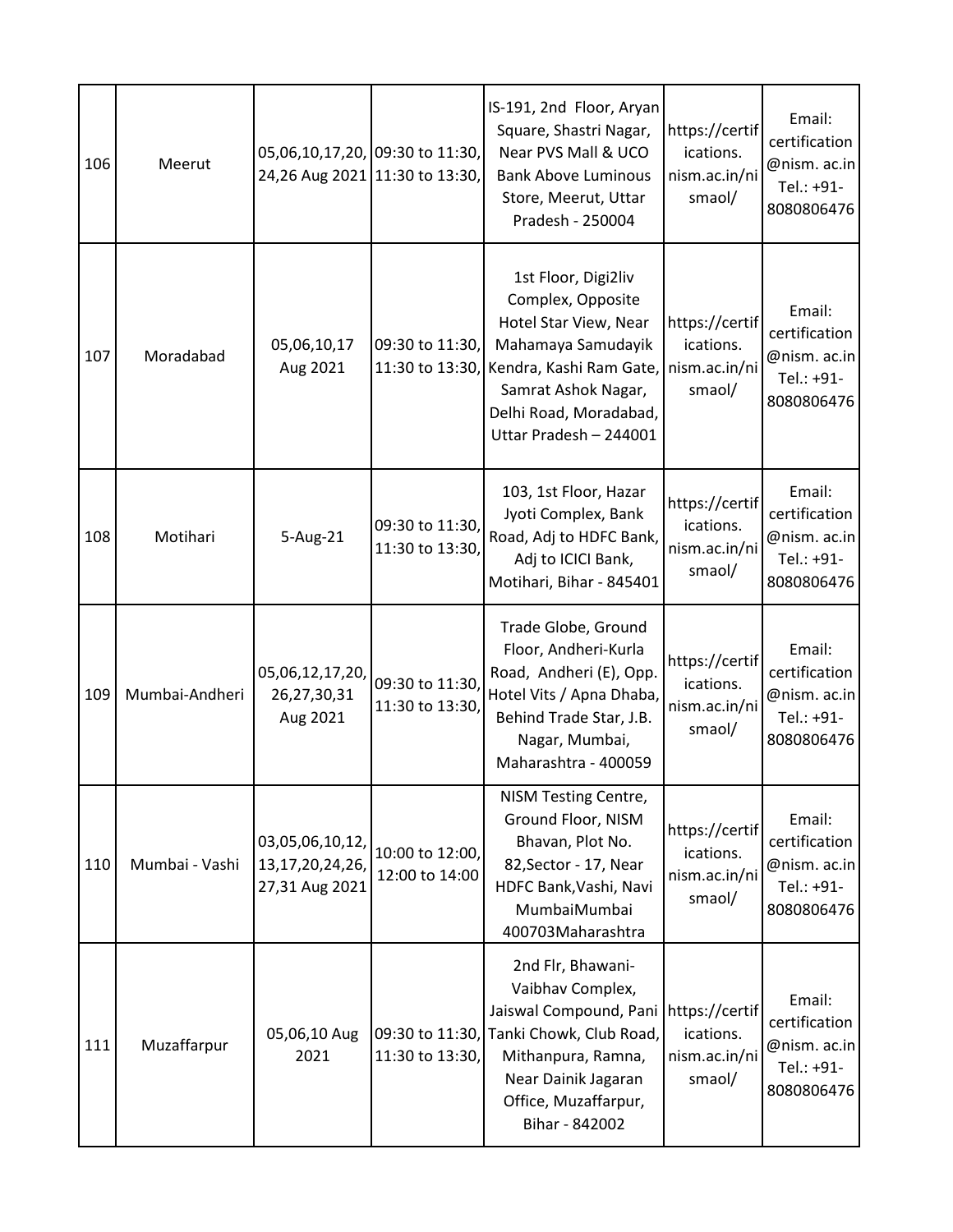| 106 | Meerut | 05,06,10,17,20, 24,26 Aug 2021 | 09:30 to 11:30, 11:30 to 13:30, | IS-191, 2nd Floor, Aryan Square, Shastri Nagar, Near PVS Mall & UCO Bank Above Luminous Store, Meerut, Uttar Pradesh - 250004 | https://certifications. nism.ac.in/nismaol/ | Email: certification @nism. ac.in Tel.: +91-8080806476 |
|---|---|---|---|---|---|---|
| 107 | Moradabad | 05,06,10,17 Aug 2021 | 09:30 to 11:30, 11:30 to 13:30, | 1st Floor, Digi2liv Complex, Opposite Hotel Star View, Near Mahamaya Samudayik Kendra, Kashi Ram Gate, Samrat Ashok Nagar, Delhi Road, Moradabad, Uttar Pradesh – 244001 | https://certifications. nism.ac.in/nismaol/ | Email: certification @nism. ac.in Tel.: +91-8080806476 |
| 108 | Motihari | 5-Aug-21 | 09:30 to 11:30, 11:30 to 13:30, | 103, 1st Floor, Hazar Jyoti Complex, Bank Road, Adj to HDFC Bank, Adj to ICICI Bank, Motihari, Bihar - 845401 | https://certifications. nism.ac.in/nismaol/ | Email: certification @nism. ac.in Tel.: +91-8080806476 |
| 109 | Mumbai-Andheri | 05,06,12,17,20, 26,27,30,31 Aug 2021 | 09:30 to 11:30, 11:30 to 13:30, | Trade Globe, Ground Floor, Andheri-Kurla Road, Andheri (E), Opp. Hotel Vits / Apna Dhaba, Behind Trade Star, J.B. Nagar, Mumbai, Maharashtra - 400059 | https://certifications. nism.ac.in/nismaol/ | Email: certification @nism. ac.in Tel.: +91-8080806476 |
| 110 | Mumbai - Vashi | 03,05,06,10,12, 13,17,20,24,26, 27,31 Aug 2021 | 10:00 to 12:00, 12:00 to 14:00 | NISM Testing Centre, Ground Floor, NISM Bhavan, Plot No. 82,Sector - 17, Near HDFC Bank,Vashi, Navi MumbaiMumbai 400703Maharashtra | https://certifications. nism.ac.in/nismaol/ | Email: certification @nism. ac.in Tel.: +91-8080806476 |
| 111 | Muzaffarpur | 05,06,10 Aug 2021 | 09:30 to 11:30, 11:30 to 13:30, | 2nd Flr, Bhawani-Vaibhav Complex, Jaiswal Compound, Pani Tanki Chowk, Club Road, Mithanpura, Ramna, Near Dainik Jagaran Office, Muzaffarpur, Bihar - 842002 | https://certifications. nism.ac.in/nismaol/ | Email: certification @nism. ac.in Tel.: +91-8080806476 |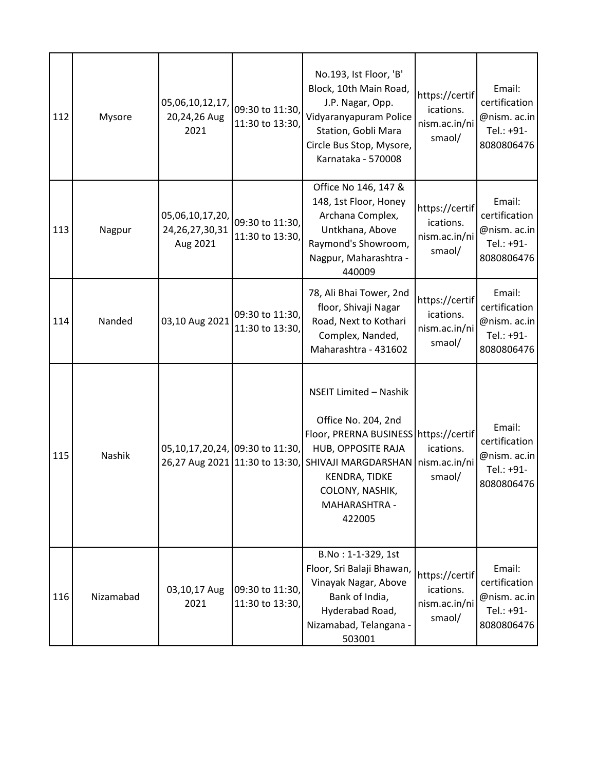| 112 | Mysore | 05,06,10,12,17, 20,24,26 Aug 2021 | 09:30 to 11:30, 11:30 to 13:30, | No.193, Ist Floor, 'B' Block, 10th Main Road, J.P. Nagar, Opp. Vidyaranyapuram Police Station, Gobli Mara Circle Bus Stop, Mysore, Karnataka - 570008 | https://certifications. nism.ac.in/nismaol/ | Email: certification @nism. ac.in Tel.: +91-8080806476 |
|---|---|---|---|---|---|---|
| 113 | Nagpur | 05,06,10,17,20, 24,26,27,30,31 Aug 2021 | 09:30 to 11:30, 11:30 to 13:30, | Office No 146, 147 & 148, 1st Floor, Honey Archana Complex, Untkhana, Above Raymond's Showroom, Nagpur, Maharashtra - 440009 | https://certifications. nism.ac.in/nismaol/ | Email: certification @nism. ac.in Tel.: +91-8080806476 |
| 114 | Nanded | 03,10 Aug 2021 | 09:30 to 11:30, 11:30 to 13:30, | 78, Ali Bhai Tower, 2nd floor, Shivaji Nagar Road, Next to Kothari Complex, Nanded, Maharashtra - 431602 | https://certifications. nism.ac.in/nismaol/ | Email: certification @nism. ac.in Tel.: +91-8080806476 |
| 115 | Nashik | 05,10,17,20,24, 26,27 Aug 2021 | 09:30 to 11:30, 11:30 to 13:30, | NSEIT Limited – Nashik<br><br>Office No. 204, 2nd Floor, PRERNA BUSINESS HUB, OPPOSITE RAJA SHIVAJI MARGDARSHAN KENDRA, TIDKE COLONY, NASHIK, MAHARASHTRA - 422005 | https://certifications. nism.ac.in/nismaol/ | Email: certification @nism. ac.in Tel.: +91-8080806476 |
| 116 | Nizamabad | 03,10,17 Aug 2021 | 09:30 to 11:30, 11:30 to 13:30, | B.No : 1-1-329, 1st Floor, Sri Balaji Bhawan, Vinayak Nagar, Above Bank of India, Hyderabad Road, Nizamabad, Telangana - 503001 | https://certifications. nism.ac.in/nismaol/ | Email: certification @nism. ac.in Tel.: +91-8080806476 |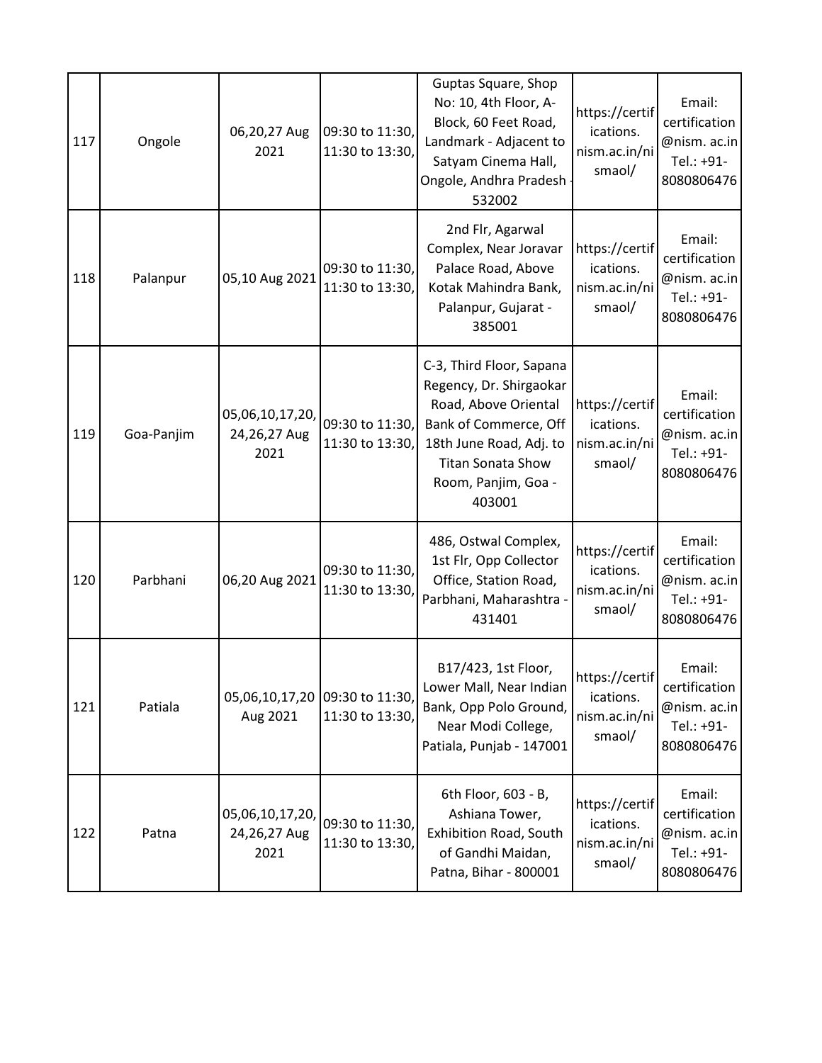| 117 | Ongole | 06,20,27 Aug 2021 | 09:30 to 11:30, 11:30 to 13:30, | Guptas Square, Shop No: 10, 4th Floor, A-Block, 60 Feet Road, Landmark - Adjacent to Satyam Cinema Hall, Ongole, Andhra Pradesh - 532002 | https://certifications. nism.ac.in/nismaol/ | Email: certification @nism. ac.in Tel.: +91-8080806476 |
|---|---|---|---|---|---|---|
| 118 | Palanpur | 05,10 Aug 2021 | 09:30 to 11:30, 11:30 to 13:30, | 2nd Flr, Agarwal Complex, Near Joravar Palace Road, Above Kotak Mahindra Bank, Palanpur, Gujarat - 385001 | https://certifications. nism.ac.in/nismaol/ | Email: certification @nism. ac.in Tel.: +91-8080806476 |
| 119 | Goa-Panjim | 05,06,10,17,20, 24,26,27 Aug 2021 | 09:30 to 11:30, 11:30 to 13:30, | C-3, Third Floor, Sapana Regency, Dr. Shirgaokar Road, Above Oriental Bank of Commerce, Off 18th June Road, Adj. to Titan Sonata Show Room, Panjim, Goa - 403001 | https://certifications. nism.ac.in/nismaol/ | Email: certification @nism. ac.in Tel.: +91-8080806476 |
| 120 | Parbhani | 06,20 Aug 2021 | 09:30 to 11:30, 11:30 to 13:30, | 486, Ostwal Complex, 1st Flr, Opp Collector Office, Station Road, Parbhani, Maharashtra - 431401 | https://certifications. nism.ac.in/nismaol/ | Email: certification @nism. ac.in Tel.: +91-8080806476 |
| 121 | Patiala | 05,06,10,17,20 Aug 2021 | 09:30 to 11:30, 11:30 to 13:30, | B17/423, 1st Floor, Lower Mall, Near Indian Bank, Opp Polo Ground, Near Modi College, Patiala, Punjab - 147001 | https://certifications. nism.ac.in/nismaol/ | Email: certification @nism. ac.in Tel.: +91-8080806476 |
| 122 | Patna | 05,06,10,17,20, 24,26,27 Aug 2021 | 09:30 to 11:30, 11:30 to 13:30, | 6th Floor, 603 - B, Ashiana Tower, Exhibition Road, South of Gandhi Maidan, Patna, Bihar - 800001 | https://certifications. nism.ac.in/nismaol/ | Email: certification @nism. ac.in Tel.: +91-8080806476 |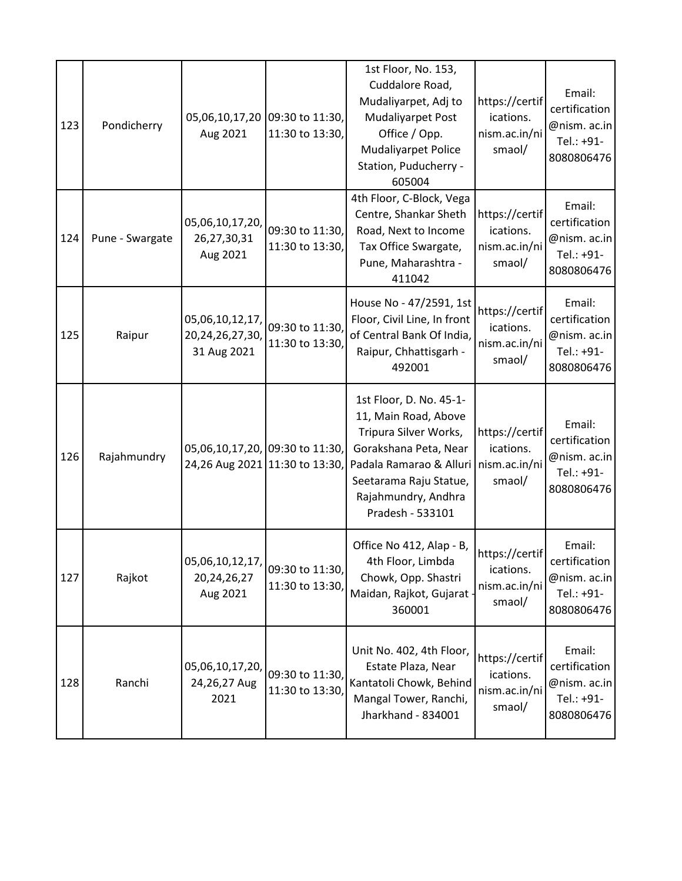| 123 | Pondicherry | 05,06,10,17,20 Aug 2021 | 09:30 to 11:30, 11:30 to 13:30, | 1st Floor, No. 153, Cuddalore Road, Mudaliyarpet, Adj to Mudaliyarpet Post Office / Opp. Mudaliyarpet Police Station, Puducherry - 605004 | https://certifications. nism.ac.in/nismaol/ | Email: certification @nism. ac.in Tel.: +91-8080806476 |
|---|---|---|---|---|---|---|
| 124 | Pune - Swargate | 05,06,10,17,20, 26,27,30,31 Aug 2021 | 09:30 to 11:30, 11:30 to 13:30, | 4th Floor, C-Block, Vega Centre, Shankar Sheth Road, Next to Income Tax Office Swargate, Pune, Maharashtra - 411042 | https://certifications. nism.ac.in/nismaol/ | Email: certification @nism. ac.in Tel.: +91-8080806476 |
| 125 | Raipur | 05,06,10,12,17, 20,24,26,27,30, 31 Aug 2021 | 09:30 to 11:30, 11:30 to 13:30, | House No - 47/2591, 1st Floor, Civil Line, In front of Central Bank Of India, Raipur, Chhattisgarh - 492001 | https://certifications. nism.ac.in/nismaol/ | Email: certification @nism. ac.in Tel.: +91-8080806476 |
| 126 | Rajahmundry | 05,06,10,17,20, 24,26 Aug 2021 | 09:30 to 11:30, 11:30 to 13:30, | 1st Floor, D. No. 45-1-11, Main Road, Above Tripura Silver Works, Gorakshana Peta, Near Padala Ramarao & Alluri Seetarama Raju Statue, Rajahmundry, Andhra Pradesh - 533101 | https://certifications. nism.ac.in/nismaol/ | Email: certification @nism. ac.in Tel.: +91-8080806476 |
| 127 | Rajkot | 05,06,10,12,17, 20,24,26,27 Aug 2021 | 09:30 to 11:30, 11:30 to 13:30, | Office No 412, Alap - B, 4th Floor, Limbda Chowk, Opp. Shastri Maidan, Rajkot, Gujarat - 360001 | https://certifications. nism.ac.in/nismaol/ | Email: certification @nism. ac.in Tel.: +91-8080806476 |
| 128 | Ranchi | 05,06,10,17,20, 24,26,27 Aug 2021 | 09:30 to 11:30, 11:30 to 13:30, | Unit No. 402, 4th Floor, Estate Plaza, Near Kantatoli Chowk, Behind Mangal Tower, Ranchi, Jharkhand - 834001 | https://certifications. nism.ac.in/nismaol/ | Email: certification @nism. ac.in Tel.: +91-8080806476 |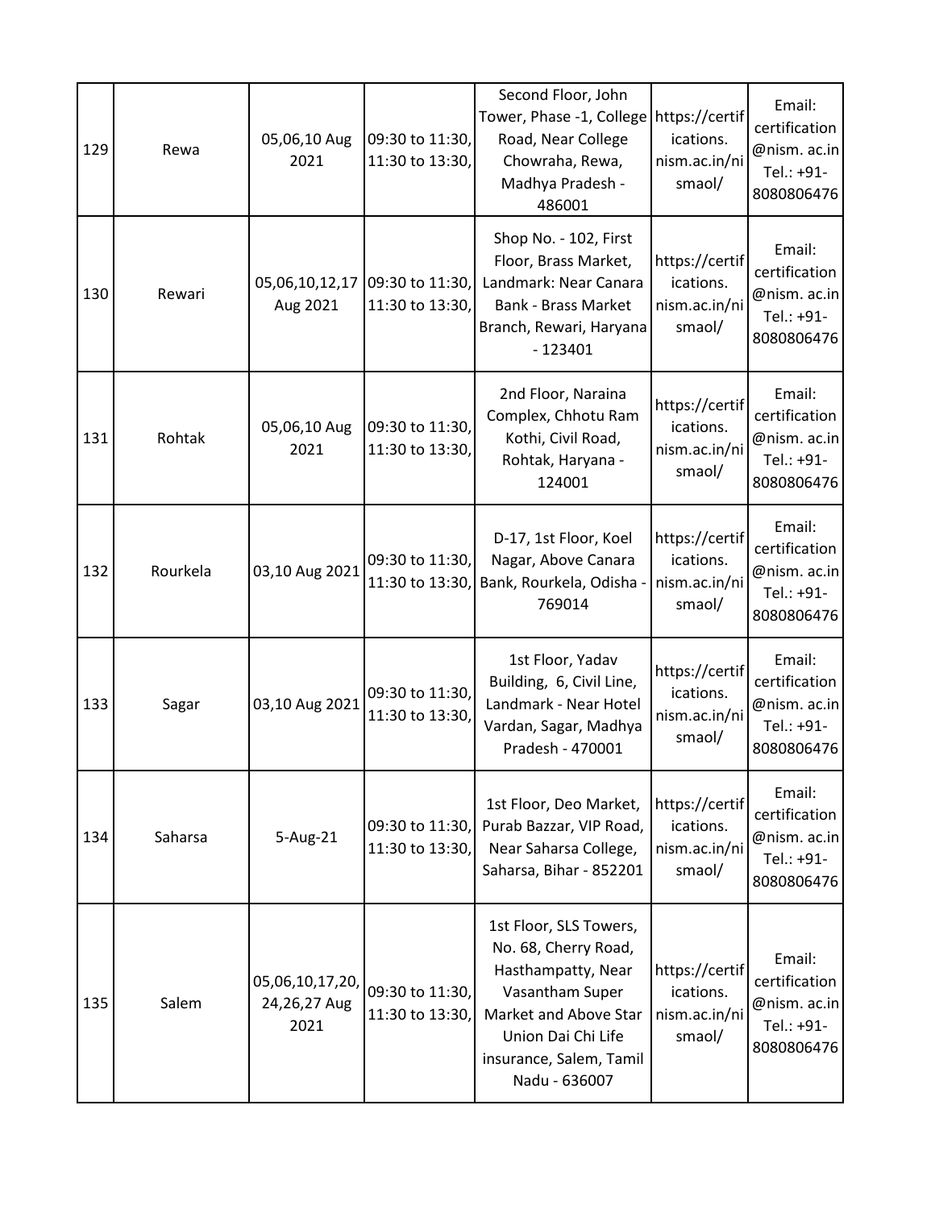| 129 | Rewa | 05,06,10 Aug 2021 | 09:30 to 11:30, 11:30 to 13:30, | Second Floor, John Tower, Phase -1, College Road, Near College Chowraha, Rewa, Madhya Pradesh - 486001 | https://certifications. nism.ac.in/nismaol/ | Email: certification @nism. ac.in Tel.: +91-8080806476 |
|---|---|---|---|---|---|---|
| 130 | Rewari | 05,06,10,12,17 Aug 2021 | 09:30 to 11:30, 11:30 to 13:30, | Shop No. - 102, First Floor, Brass Market, Landmark: Near Canara Bank - Brass Market Branch, Rewari, Haryana - 123401 | https://certifications. nism.ac.in/nismaol/ | Email: certification @nism. ac.in Tel.: +91-8080806476 |
| 131 | Rohtak | 05,06,10 Aug 2021 | 09:30 to 11:30, 11:30 to 13:30, | 2nd Floor, Naraina Complex, Chhotu Ram Kothi, Civil Road, Rohtak, Haryana - 124001 | https://certifications. nism.ac.in/nismaol/ | Email: certification @nism. ac.in Tel.: +91-8080806476 |
| 132 | Rourkela | 03,10 Aug 2021 | 09:30 to 11:30, 11:30 to 13:30, | D-17, 1st Floor, Koel Nagar, Above Canara Bank, Rourkela, Odisha - 769014 | https://certifications. nism.ac.in/nismaol/ | Email: certification @nism. ac.in Tel.: +91-8080806476 |
| 133 | Sagar | 03,10 Aug 2021 | 09:30 to 11:30, 11:30 to 13:30, | 1st Floor, Yadav Building, 6, Civil Line, Landmark - Near Hotel Vardan, Sagar, Madhya Pradesh - 470001 | https://certifications. nism.ac.in/nismaol/ | Email: certification @nism. ac.in Tel.: +91-8080806476 |
| 134 | Saharsa | 5-Aug-21 | 09:30 to 11:30, 11:30 to 13:30, | 1st Floor, Deo Market, Purab Bazzar, VIP Road, Near Saharsa College, Saharsa, Bihar - 852201 | https://certifications. nism.ac.in/nismaol/ | Email: certification @nism. ac.in Tel.: +91-8080806476 |
| 135 | Salem | 05,06,10,17,20, 24,26,27 Aug 2021 | 09:30 to 11:30, 11:30 to 13:30, | 1st Floor, SLS Towers, No. 68, Cherry Road, Hasthampatty, Near Vasantham Super Market and Above Star Union Dai Chi Life insurance, Salem, Tamil Nadu - 636007 | https://certifications. nism.ac.in/nismaol/ | Email: certification @nism. ac.in Tel.: +91-8080806476 |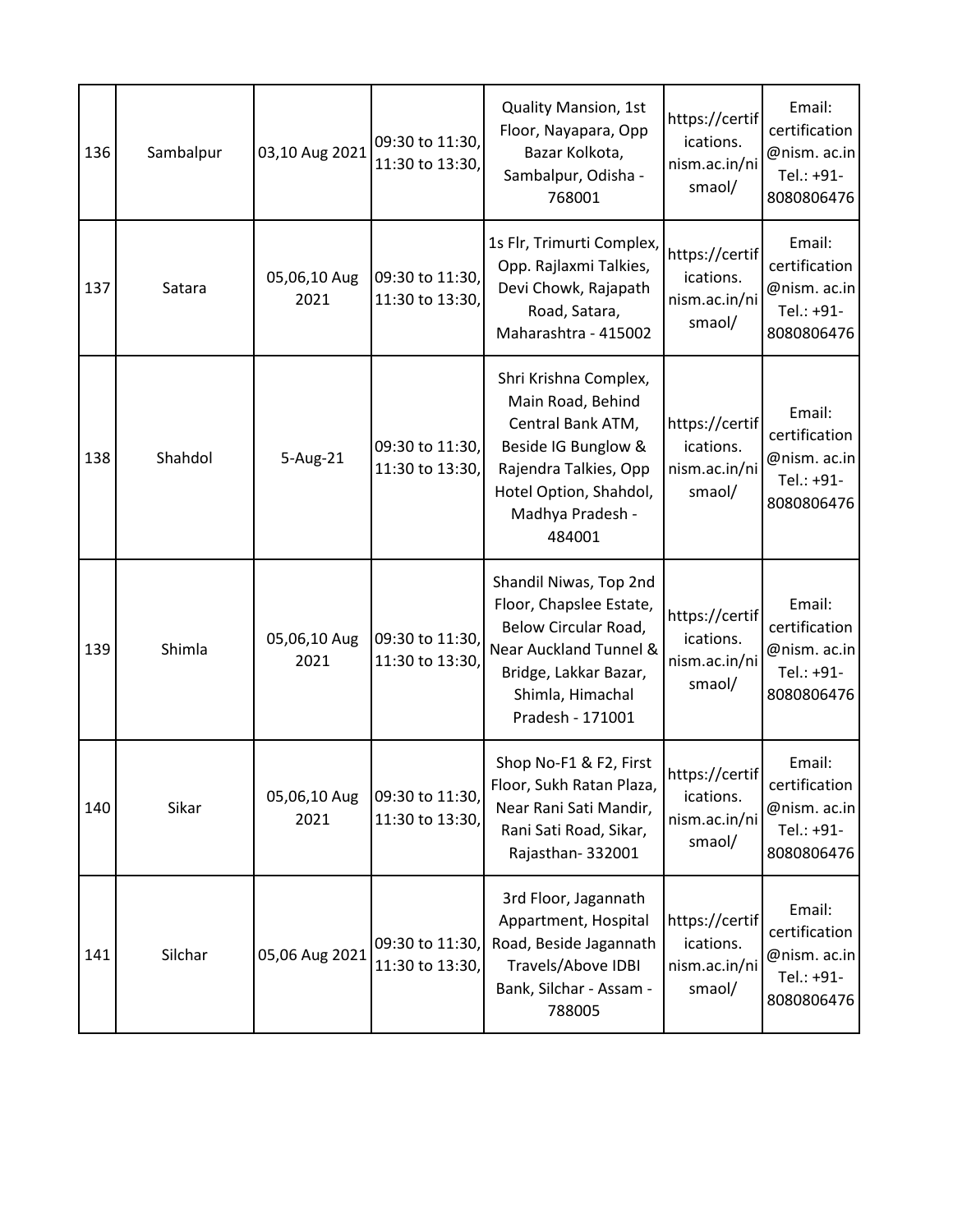| 136 | Sambalpur | 03,10 Aug 2021 | 09:30 to 11:30, 11:30 to 13:30, | Quality Mansion, 1st Floor, Nayapara, Opp Bazar Kolkota, Sambalpur, Odisha - 768001 | https://certifications. nism.ac.in/nismaol/ | Email: certification @nism. ac.in Tel.: +91-8080806476 |
|---|---|---|---|---|---|---|
| 137 | Satara | 05,06,10 Aug 2021 | 09:30 to 11:30, 11:30 to 13:30, | 1s Flr, Trimurti Complex, Opp. Rajlaxmi Talkies, Devi Chowk, Rajapath Road, Satara, Maharashtra - 415002 | https://certifications. nism.ac.in/nismaol/ | Email: certification @nism. ac.in Tel.: +91-8080806476 |
| 138 | Shahdol | 5-Aug-21 | 09:30 to 11:30, 11:30 to 13:30, | Shri Krishna Complex, Main Road, Behind Central Bank ATM, Beside IG Bunglow & Rajendra Talkies, Opp Hotel Option, Shahdol, Madhya Pradesh - 484001 | https://certifications. nism.ac.in/nismaol/ | Email: certification @nism. ac.in Tel.: +91-8080806476 |
| 139 | Shimla | 05,06,10 Aug 2021 | 09:30 to 11:30, 11:30 to 13:30, | Shandil Niwas, Top 2nd Floor, Chapslee Estate, Below Circular Road, Near Auckland Tunnel & Bridge, Lakkar Bazar, Shimla, Himachal Pradesh - 171001 | https://certifications. nism.ac.in/nismaol/ | Email: certification @nism. ac.in Tel.: +91-8080806476 |
| 140 | Sikar | 05,06,10 Aug 2021 | 09:30 to 11:30, 11:30 to 13:30, | Shop No-F1 & F2, First Floor, Sukh Ratan Plaza, Near Rani Sati Mandir, Rani Sati Road, Sikar, Rajasthan- 332001 | https://certifications. nism.ac.in/nismaol/ | Email: certification @nism. ac.in Tel.: +91-8080806476 |
| 141 | Silchar | 05,06 Aug 2021 | 09:30 to 11:30, 11:30 to 13:30, | 3rd Floor, Jagannath Appartment, Hospital Road, Beside Jagannath Travels/Above IDBI Bank, Silchar - Assam - 788005 | https://certifications. nism.ac.in/nismaol/ | Email: certification @nism. ac.in Tel.: +91-8080806476 |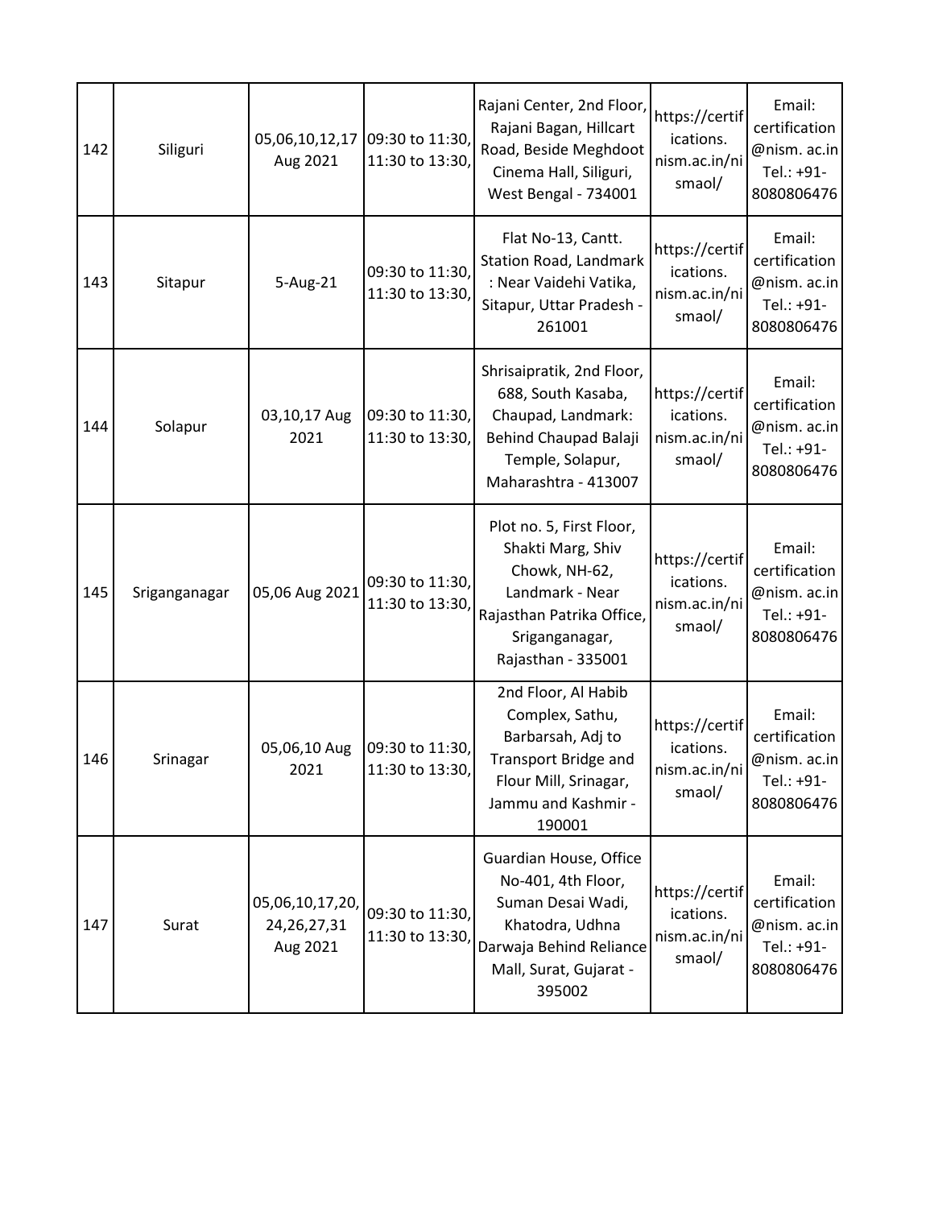| 142 | Siliguri | 05,06,10,12,17 Aug 2021 | 09:30 to 11:30, 11:30 to 13:30, | Rajani Center, 2nd Floor, Rajani Bagan, Hillcart Road, Beside Meghdoot Cinema Hall, Siliguri, West Bengal - 734001 | https://certifications. nism.ac.in/nismaol/ | Email: certification @nism. ac.in Tel.: +91-8080806476 |
|---|---|---|---|---|---|---|
| 143 | Sitapur | 5-Aug-21 | 09:30 to 11:30, 11:30 to 13:30, | Flat No-13, Cantt. Station Road, Landmark : Near Vaidehi Vatika, Sitapur, Uttar Pradesh - 261001 | https://certifications. nism.ac.in/nismaol/ | Email: certification @nism. ac.in Tel.: +91-8080806476 |
| 144 | Solapur | 03,10,17 Aug 2021 | 09:30 to 11:30, 11:30 to 13:30, | Shrisaipratik, 2nd Floor, 688, South Kasaba, Chaupad, Landmark: Behind Chaupad Balaji Temple, Solapur, Maharashtra - 413007 | https://certifications. nism.ac.in/nismaol/ | Email: certification @nism. ac.in Tel.: +91-8080806476 |
| 145 | Sriganganagar | 05,06 Aug 2021 | 09:30 to 11:30, 11:30 to 13:30, | Plot no. 5, First Floor, Shakti Marg, Shiv Chowk, NH-62, Landmark - Near Rajasthan Patrika Office, Sriganganagar, Rajasthan - 335001 | https://certifications. nism.ac.in/nismaol/ | Email: certification @nism. ac.in Tel.: +91-8080806476 |
| 146 | Srinagar | 05,06,10 Aug 2021 | 09:30 to 11:30, 11:30 to 13:30, | 2nd Floor, Al Habib Complex, Sathu, Barbarsah, Adj to Transport Bridge and Flour Mill, Srinagar, Jammu and Kashmir - 190001 | https://certifications. nism.ac.in/nismaol/ | Email: certification @nism. ac.in Tel.: +91-8080806476 |
| 147 | Surat | 05,06,10,17,20, 24,26,27,31 Aug 2021 | 09:30 to 11:30, 11:30 to 13:30, | Guardian House, Office No-401, 4th Floor, Suman Desai Wadi, Khatodra, Udhna Darwaja Behind Reliance Mall, Surat, Gujarat - 395002 | https://certifications. nism.ac.in/nismaol/ | Email: certification @nism. ac.in Tel.: +91-8080806476 |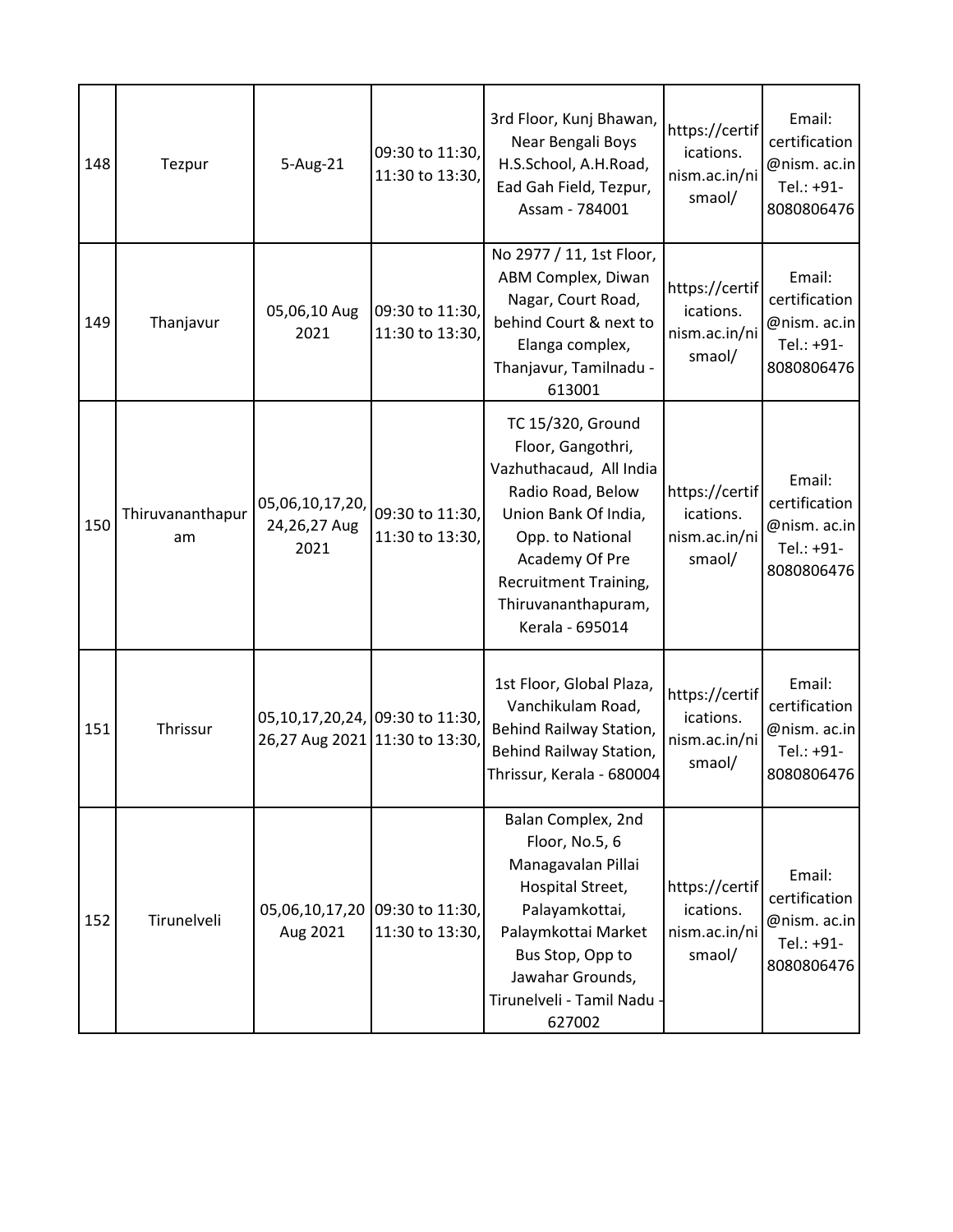| 148 | Tezpur | 5-Aug-21 | 09:30 to 11:30, 11:30 to 13:30, | 3rd Floor, Kunj Bhawan, Near Bengali Boys H.S.School, A.H.Road, Ead Gah Field, Tezpur, Assam - 784001 | https://certifications. nism.ac.in/nismaol/ | Email: certification@nism. ac.in Tel.: +91-8080806476 |
|---|---|---|---|---|---|---|
| 149 | Thanjavur | 05,06,10 Aug 2021 | 09:30 to 11:30, 11:30 to 13:30, | No 2977 / 11, 1st Floor, ABM Complex, Diwan Nagar, Court Road, behind Court & next to Elanga complex, Thanjavur, Tamilnadu - 613001 | https://certifications. nism.ac.in/nismaol/ | Email: certification@nism. ac.in Tel.: +91-8080806476 |
| 150 | Thiruvananthapuram | 05,06,10,17,20, 24,26,27 Aug 2021 | 09:30 to 11:30, 11:30 to 13:30, | TC 15/320, Ground Floor, Gangothri, Vazhuthacaud, All India Radio Road, Below Union Bank Of India, Opp. to National Academy Of Pre Recruitment Training, Thiruvananthapuram, Kerala - 695014 | https://certifications. nism.ac.in/nismaol/ | Email: certification@nism. ac.in Tel.: +91-8080806476 |
| 151 | Thrissur | 05,10,17,20,24, 26,27 Aug 2021 | 09:30 to 11:30, 11:30 to 13:30, | 1st Floor, Global Plaza, Vanchikulam Road, Behind Railway Station, Behind Railway Station, Thrissur, Kerala - 680004 | https://certifications. nism.ac.in/nismaol/ | Email: certification@nism. ac.in Tel.: +91-8080806476 |
| 152 | Tirunelveli | 05,06,10,17,20 Aug 2021 | 09:30 to 11:30, 11:30 to 13:30, | Balan Complex, 2nd Floor, No.5, 6 Managavalan Pillai Hospital Street, Palayamkottai, Palaymkottai Market Bus Stop, Opp to Jawahar Grounds, Tirunelveli - Tamil Nadu - 627002 | https://certifications. nism.ac.in/nismaol/ | Email: certification@nism. ac.in Tel.: +91-8080806476 |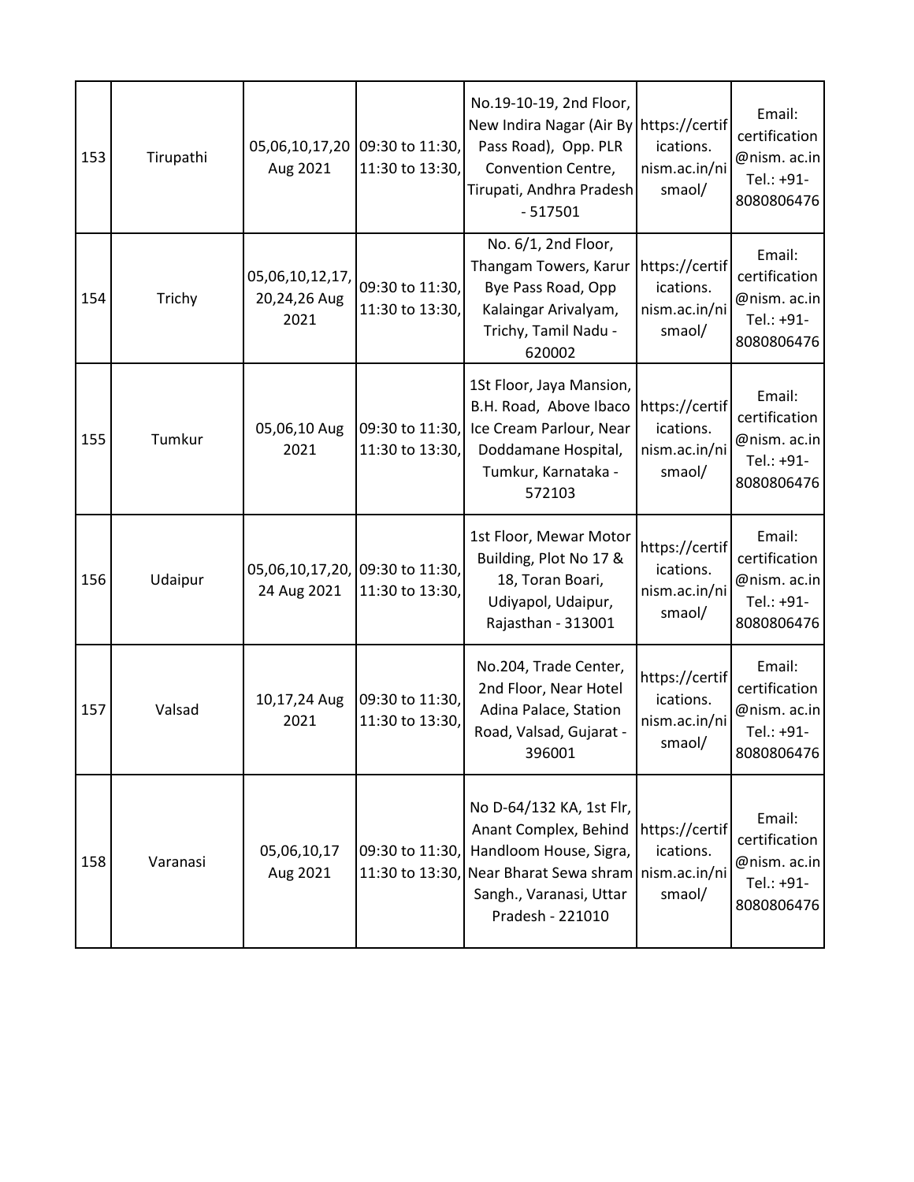| 153 | Tirupathi | 05,06,10,17,20 Aug 2021 | 09:30 to 11:30, 11:30 to 13:30, | No.19-10-19, 2nd Floor, New Indira Nagar (Air By Pass Road), Opp. PLR Convention Centre, Tirupati, Andhra Pradesh - 517501 | https://certifications. nism.ac.in/nismaol/ | Email: certification @nism. ac.in Tel.: +91-8080806476 |
|---|---|---|---|---|---|---|
| 154 | Trichy | 05,06,10,12,17, 20,24,26 Aug 2021 | 09:30 to 11:30, 11:30 to 13:30, | No. 6/1, 2nd Floor, Thangam Towers, Karur Bye Pass Road, Opp Kalaingar Arivalyam, Trichy, Tamil Nadu - 620002 | https://certifications. nism.ac.in/nismaol/ | Email: certification @nism. ac.in Tel.: +91-8080806476 |
| 155 | Tumkur | 05,06,10 Aug 2021 | 09:30 to 11:30, 11:30 to 13:30, | 1St Floor, Jaya Mansion, B.H. Road, Above Ibaco Ice Cream Parlour, Near Doddamane Hospital, Tumkur, Karnataka - 572103 | https://certifications. nism.ac.in/nismaol/ | Email: certification @nism. ac.in Tel.: +91-8080806476 |
| 156 | Udaipur | 05,06,10,17,20, 24 Aug 2021 | 09:30 to 11:30, 11:30 to 13:30, | 1st Floor, Mewar Motor Building, Plot No 17 & 18, Toran Boari, Udiyapol, Udaipur, Rajasthan - 313001 | https://certifications. nism.ac.in/nismaol/ | Email: certification @nism. ac.in Tel.: +91-8080806476 |
| 157 | Valsad | 10,17,24 Aug 2021 | 09:30 to 11:30, 11:30 to 13:30, | No.204, Trade Center, 2nd Floor, Near Hotel Adina Palace, Station Road, Valsad, Gujarat - 396001 | https://certifications. nism.ac.in/nismaol/ | Email: certification @nism. ac.in Tel.: +91-8080806476 |
| 158 | Varanasi | 05,06,10,17 Aug 2021 | 09:30 to 11:30, 11:30 to 13:30, | No D-64/132 KA, 1st Flr, Anant Complex, Behind Handloom House, Sigra, Near Bharat Sewa shram Sangh., Varanasi, Uttar Pradesh - 221010 | https://certifications. nism.ac.in/nismaol/ | Email: certification @nism. ac.in Tel.: +91-8080806476 |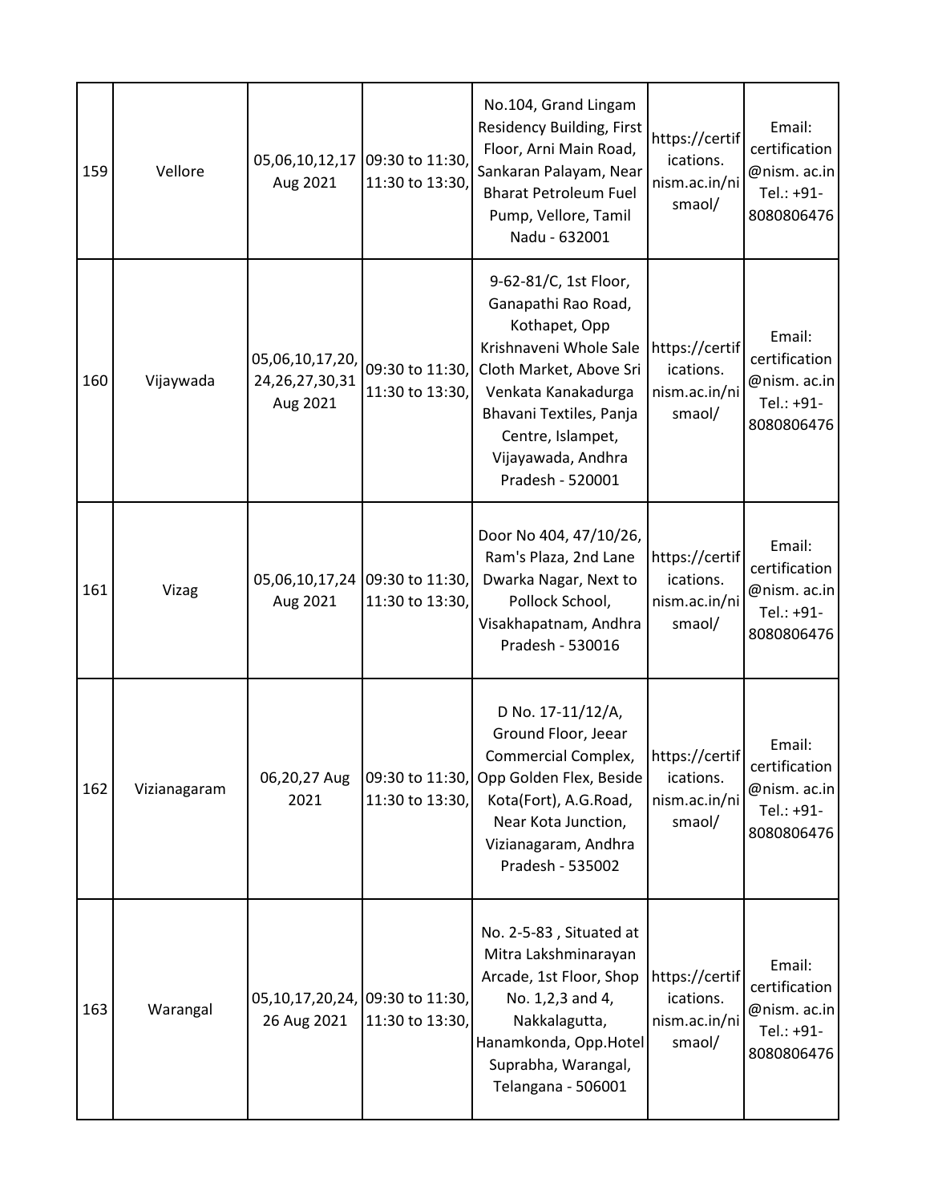| 159 | Vellore | 05,06,10,12,17 Aug 2021 | 09:30 to 11:30, 11:30 to 13:30, | No.104, Grand Lingam Residency Building, First Floor, Arni Main Road, Sankaran Palayam, Near Bharat Petroleum Fuel Pump, Vellore, Tamil Nadu - 632001 | https://certifications. nism.ac.in/nismaol/ | Email: certification @nism. ac.in Tel.: +91-8080806476 |
|---|---|---|---|---|---|---|
| 160 | Vijaywada | 05,06,10,17,20, 24,26,27,30,31 Aug 2021 | 09:30 to 11:30, 11:30 to 13:30, | 9-62-81/C, 1st Floor, Ganapathi Rao Road, Kothapet, Opp Krishnaveni Whole Sale Cloth Market, Above Sri Venkata Kanakadurga Bhavani Textiles, Panja Centre, Islampet, Vijayawada, Andhra Pradesh - 520001 | https://certifications. nism.ac.in/nismaol/ | Email: certification @nism. ac.in Tel.: +91-8080806476 |
| 161 | Vizag | 05,06,10,17,24 Aug 2021 | 09:30 to 11:30, 11:30 to 13:30, | Door No 404, 47/10/26, Ram's Plaza, 2nd Lane Dwarka Nagar, Next to Pollock School, Visakhapatnam, Andhra Pradesh - 530016 | https://certifications. nism.ac.in/nismaol/ | Email: certification @nism. ac.in Tel.: +91-8080806476 |
| 162 | Vizianagaram | 06,20,27 Aug 2021 | 09:30 to 11:30, 11:30 to 13:30, | D No. 17-11/12/A, Ground Floor, Jeear Commercial Complex, Opp Golden Flex, Beside Kota(Fort), A.G.Road, Near Kota Junction, Vizianagaram, Andhra Pradesh - 535002 | https://certifications. nism.ac.in/nismaol/ | Email: certification @nism. ac.in Tel.: +91-8080806476 |
| 163 | Warangal | 05,10,17,20,24, 26 Aug 2021 | 09:30 to 11:30, 11:30 to 13:30, | No. 2-5-83 , Situated at Mitra Lakshminarayan Arcade, 1st Floor, Shop No. 1,2,3 and 4, Nakkalagutta, Hanamkonda, Opp.Hotel Suprabha, Warangal, Telangana - 506001 | https://certifications. nism.ac.in/nismaol/ | Email: certification @nism. ac.in Tel.: +91-8080806476 |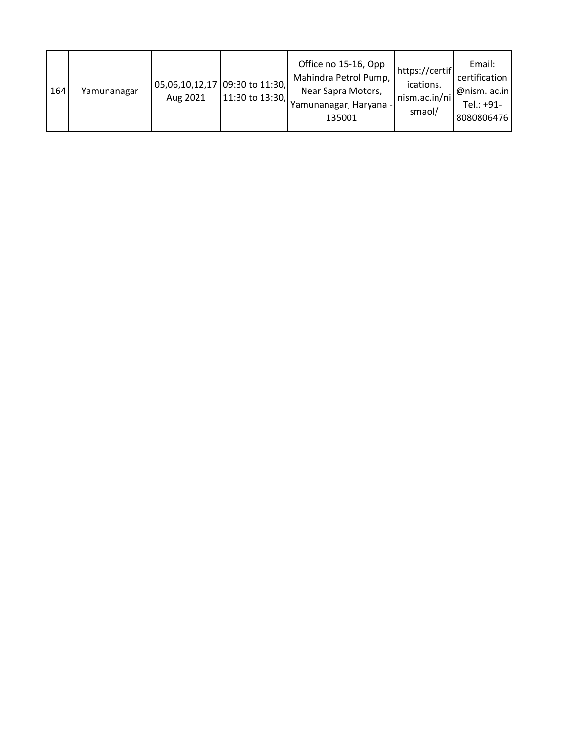| | | | | | | |
|---|---|---|---|---|---|---|
| 164 | Yamunanagar | 05,06,10,12,17 Aug 2021 | 09:30 to 11:30, 11:30 to 13:30, | Office no 15-16, Opp Mahindra Petrol Pump, Near Sapra Motors, Yamunanagar, Haryana - 135001 | https://certifications. nism.ac.in/nismaol/ | Email: certification @nism. ac.in Tel.: +91-8080806476 |